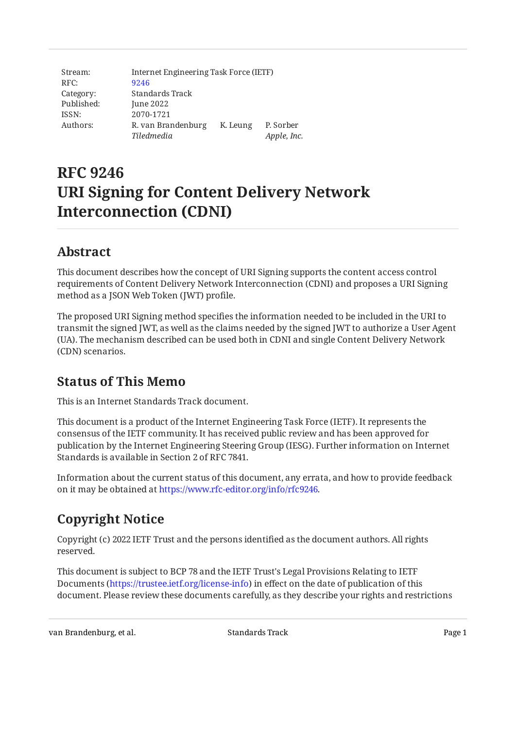| | | | |
|---|---|---|---|
| Stream: | Internet Engineering Task Force (IETF) | | |
| RFC: | 9246 | | |
| Category: | Standards Track | | |
| Published: | June 2022 | | |
| ISSN: | 2070-1721 | | |
| Authors: | R. van Brandenburg<br>*Tiledmedia* | K. Leung | P. Sorber<br>*Apple, Inc.* |

# RFC 9246
# URI Signing for Content Delivery Network Interconnection (CDNI)

## Abstract

This document describes how the concept of URI Signing supports the content access control requirements of Content Delivery Network Interconnection (CDNI) and proposes a URI Signing method as a JSON Web Token (JWT) profile.

The proposed URI Signing method specifies the information needed to be included in the URI to transmit the signed JWT, as well as the claims needed by the signed JWT to authorize a User Agent (UA). The mechanism described can be used both in CDNI and single Content Delivery Network (CDN) scenarios.

## Status of This Memo

This is an Internet Standards Track document.

This document is a product of the Internet Engineering Task Force (IETF). It represents the consensus of the IETF community. It has received public review and has been approved for publication by the Internet Engineering Steering Group (IESG). Further information on Internet Standards is available in Section 2 of RFC 7841.

Information about the current status of this document, any errata, and how to provide feedback on it may be obtained at https://www.rfc-editor.org/info/rfc9246.

## Copyright Notice

Copyright (c) 2022 IETF Trust and the persons identified as the document authors. All rights reserved.

This document is subject to BCP 78 and the IETF Trust's Legal Provisions Relating to IETF Documents (https://trustee.ietf.org/license-info) in effect on the date of publication of this document. Please review these documents carefully, as they describe your rights and restrictions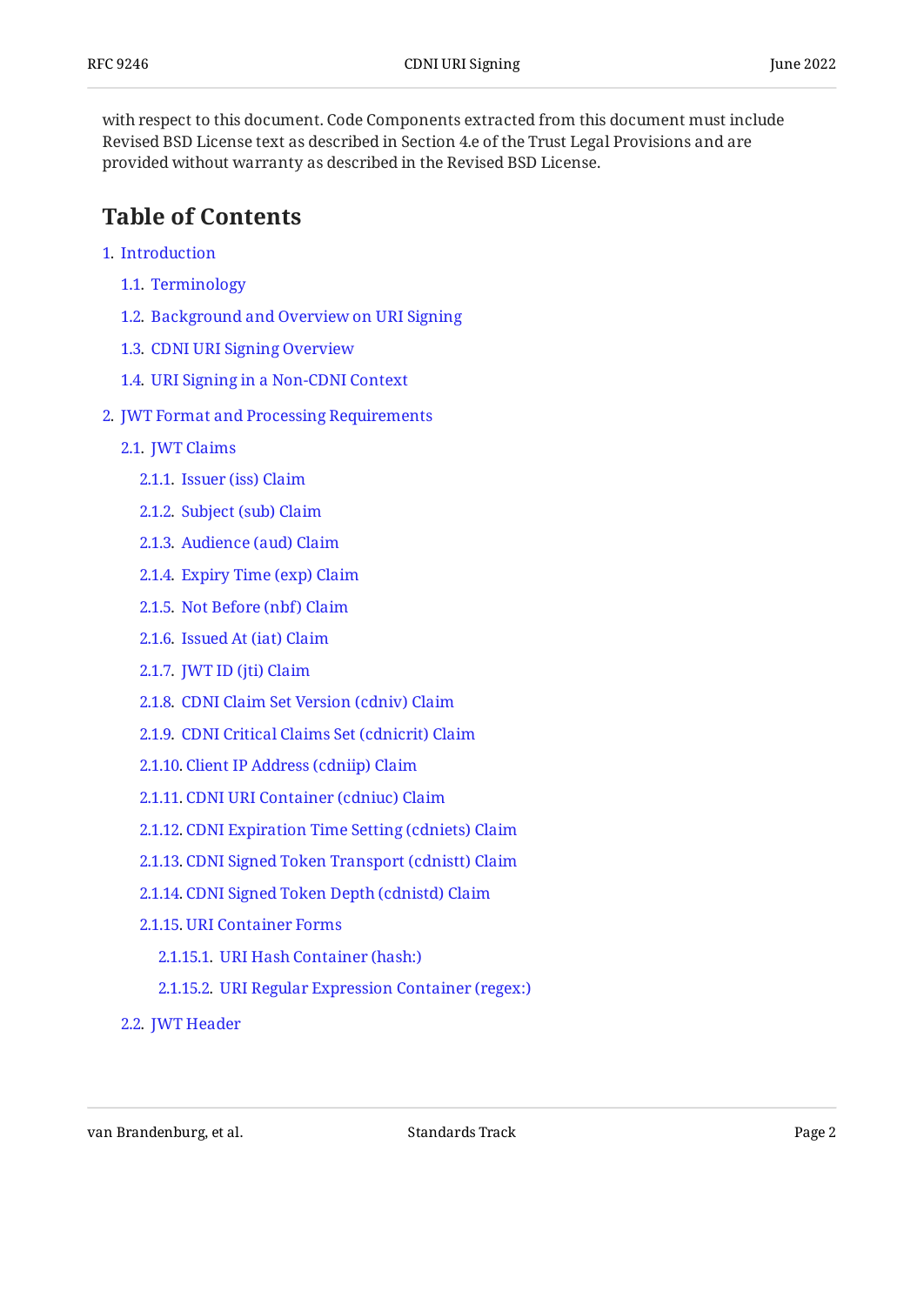with respect to this document. Code Components extracted from this document must include Revised BSD License text as described in Section 4.e of the Trust Legal Provisions and are provided without warranty as described in the Revised BSD License.

## Table of Contents

1. Introduction
   - 1.1. Terminology
   - 1.2. Background and Overview on URI Signing
   - 1.3. CDNI URI Signing Overview
   - 1.4. URI Signing in a Non-CDNI Context
2. JWT Format and Processing Requirements
   - 2.1. JWT Claims
     - 2.1.1. Issuer (iss) Claim
     - 2.1.2. Subject (sub) Claim
     - 2.1.3. Audience (aud) Claim
     - 2.1.4. Expiry Time (exp) Claim
     - 2.1.5. Not Before (nbf) Claim
     - 2.1.6. Issued At (iat) Claim
     - 2.1.7. JWT ID (jti) Claim
     - 2.1.8. CDNI Claim Set Version (cdniv) Claim
     - 2.1.9. CDNI Critical Claims Set (cdnicrit) Claim
     - 2.1.10. Client IP Address (cdniip) Claim
     - 2.1.11. CDNI URI Container (cdniuc) Claim
     - 2.1.12. CDNI Expiration Time Setting (cdniets) Claim
     - 2.1.13. CDNI Signed Token Transport (cdnistt) Claim
     - 2.1.14. CDNI Signed Token Depth (cdnistd) Claim
     - 2.1.15. URI Container Forms
       - 2.1.15.1. URI Hash Container (hash:)
       - 2.1.15.2. URI Regular Expression Container (regex:)
   - 2.2. JWT Header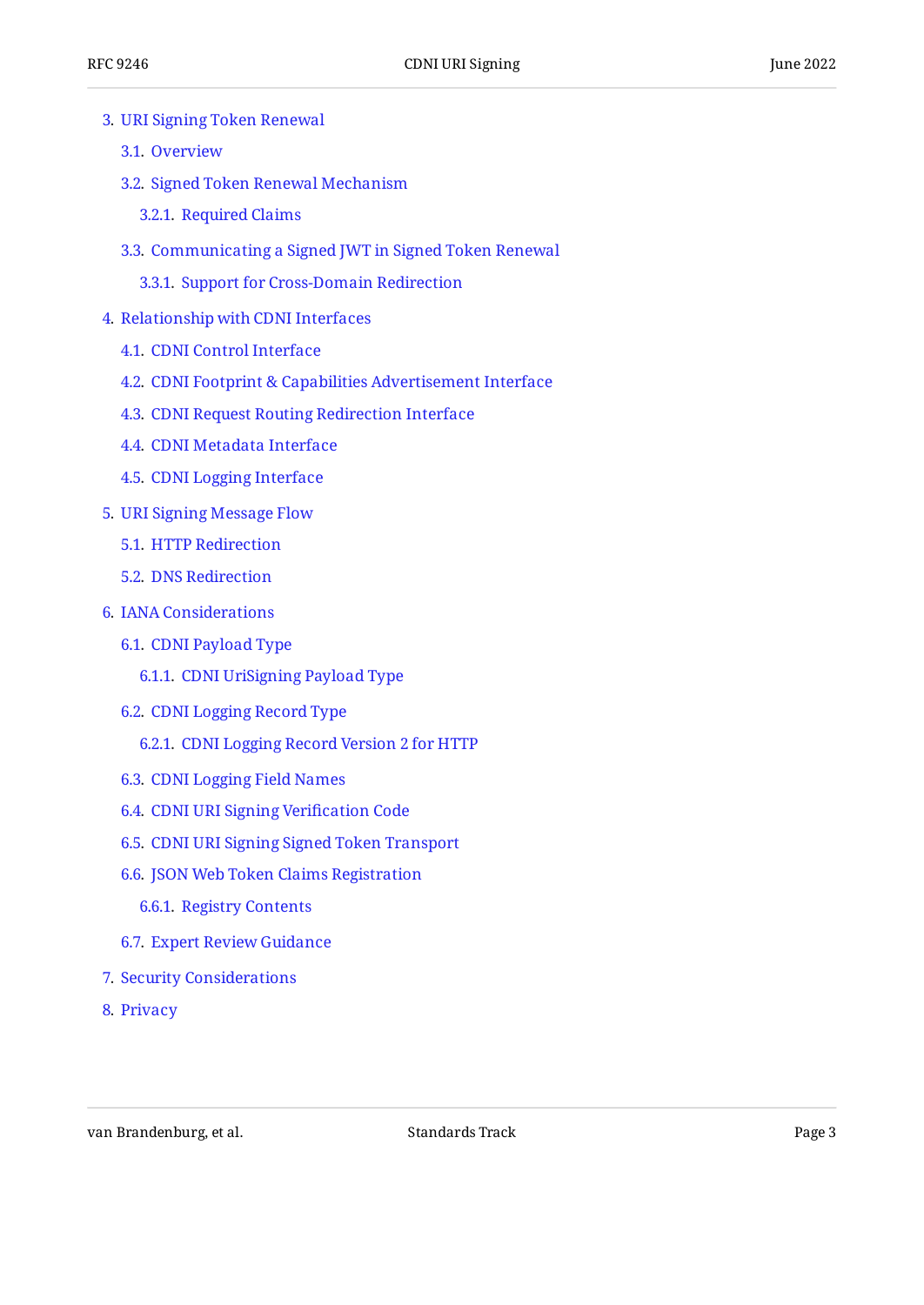- 3. URI Signing Token Renewal
  - 3.1. Overview
  - 3.2. Signed Token Renewal Mechanism
    - 3.2.1. Required Claims
  - 3.3. Communicating a Signed JWT in Signed Token Renewal
    - 3.3.1. Support for Cross-Domain Redirection
- 4. Relationship with CDNI Interfaces
  - 4.1. CDNI Control Interface
  - 4.2. CDNI Footprint & Capabilities Advertisement Interface
  - 4.3. CDNI Request Routing Redirection Interface
  - 4.4. CDNI Metadata Interface
  - 4.5. CDNI Logging Interface
- 5. URI Signing Message Flow
  - 5.1. HTTP Redirection
  - 5.2. DNS Redirection
- 6. IANA Considerations
  - 6.1. CDNI Payload Type
    - 6.1.1. CDNI UriSigning Payload Type
  - 6.2. CDNI Logging Record Type
    - 6.2.1. CDNI Logging Record Version 2 for HTTP
  - 6.3. CDNI Logging Field Names
  - 6.4. CDNI URI Signing Verification Code
  - 6.5. CDNI URI Signing Signed Token Transport
  - 6.6. JSON Web Token Claims Registration
    - 6.6.1. Registry Contents
  - 6.7. Expert Review Guidance
- 7. Security Considerations
- 8. Privacy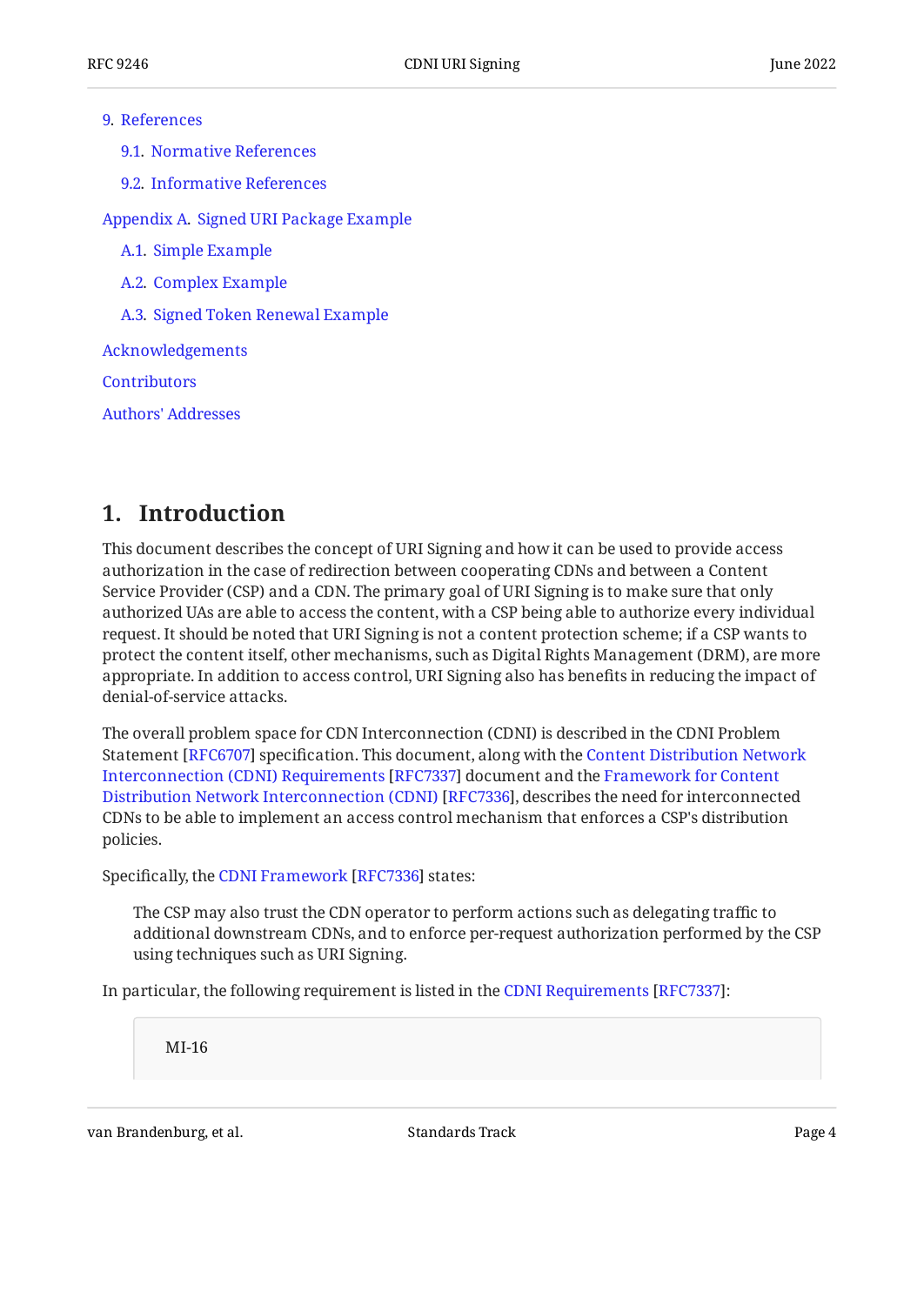- 9. References
  - 9.1. Normative References
  - 9.2. Informative References
- Appendix A. Signed URI Package Example
  - A.1. Simple Example
  - A.2. Complex Example
  - A.3. Signed Token Renewal Example
- Acknowledgements
- Contributors
- Authors' Addresses

# 1. Introduction

This document describes the concept of URI Signing and how it can be used to provide access authorization in the case of redirection between cooperating CDNs and between a Content Service Provider (CSP) and a CDN. The primary goal of URI Signing is to make sure that only authorized UAs are able to access the content, with a CSP being able to authorize every individual request. It should be noted that URI Signing is not a content protection scheme; if a CSP wants to protect the content itself, other mechanisms, such as Digital Rights Management (DRM), are more appropriate. In addition to access control, URI Signing also has benefits in reducing the impact of denial-of-service attacks.

The overall problem space for CDN Interconnection (CDNI) is described in the CDNI Problem Statement [RFC6707] specification. This document, along with the Content Distribution Network Interconnection (CDNI) Requirements [RFC7337] document and the Framework for Content Distribution Network Interconnection (CDNI) [RFC7336], describes the need for interconnected CDNs to be able to implement an access control mechanism that enforces a CSP's distribution policies.

Specifically, the CDNI Framework [RFC7336] states:

> The CSP may also trust the CDN operator to perform actions such as delegating traffic to additional downstream CDNs, and to enforce per-request authorization performed by the CSP using techniques such as URI Signing.

In particular, the following requirement is listed in the CDNI Requirements [RFC7337]:

> MI-16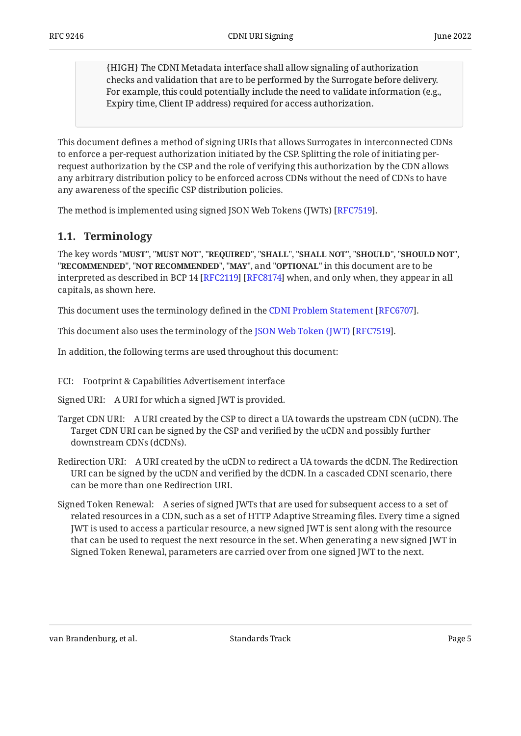> {HIGH} The CDNI Metadata interface shall allow signaling of authorization checks and validation that are to be performed by the Surrogate before delivery. For example, this could potentially include the need to validate information (e.g., Expiry time, Client IP address) required for access authorization.

This document defines a method of signing URIs that allows Surrogates in interconnected CDNs to enforce a per-request authorization initiated by the CSP. Splitting the role of initiating per-request authorization by the CSP and the role of verifying this authorization by the CDN allows any arbitrary distribution policy to be enforced across CDNs without the need of CDNs to have any awareness of the specific CSP distribution policies.

The method is implemented using signed JSON Web Tokens (JWTs) [RFC7519].

## 1.1. Terminology

The key words "**MUST**", "**MUST NOT**", "**REQUIRED**", "**SHALL**", "**SHALL NOT**", "**SHOULD**", "**SHOULD NOT**", "**RECOMMENDED**", "**NOT RECOMMENDED**", "**MAY**", and "**OPTIONAL**" in this document are to be interpreted as described in BCP 14 [RFC2119] [RFC8174] when, and only when, they appear in all capitals, as shown here.

This document uses the terminology defined in the CDNI Problem Statement [RFC6707].

This document also uses the terminology of the JSON Web Token (JWT) [RFC7519].

In addition, the following terms are used throughout this document:

FCI:
: Footprint & Capabilities Advertisement interface

Signed URI:
: A URI for which a signed JWT is provided.

Target CDN URI:
: A URI created by the CSP to direct a UA towards the upstream CDN (uCDN). The Target CDN URI can be signed by the CSP and verified by the uCDN and possibly further downstream CDNs (dCDNs).

Redirection URI:
: A URI created by the uCDN to redirect a UA towards the dCDN. The Redirection URI can be signed by the uCDN and verified by the dCDN. In a cascaded CDNI scenario, there can be more than one Redirection URI.

Signed Token Renewal:
: A series of signed JWTs that are used for subsequent access to a set of related resources in a CDN, such as a set of HTTP Adaptive Streaming files. Every time a signed JWT is used to access a particular resource, a new signed JWT is sent along with the resource that can be used to request the next resource in the set. When generating a new signed JWT in Signed Token Renewal, parameters are carried over from one signed JWT to the next.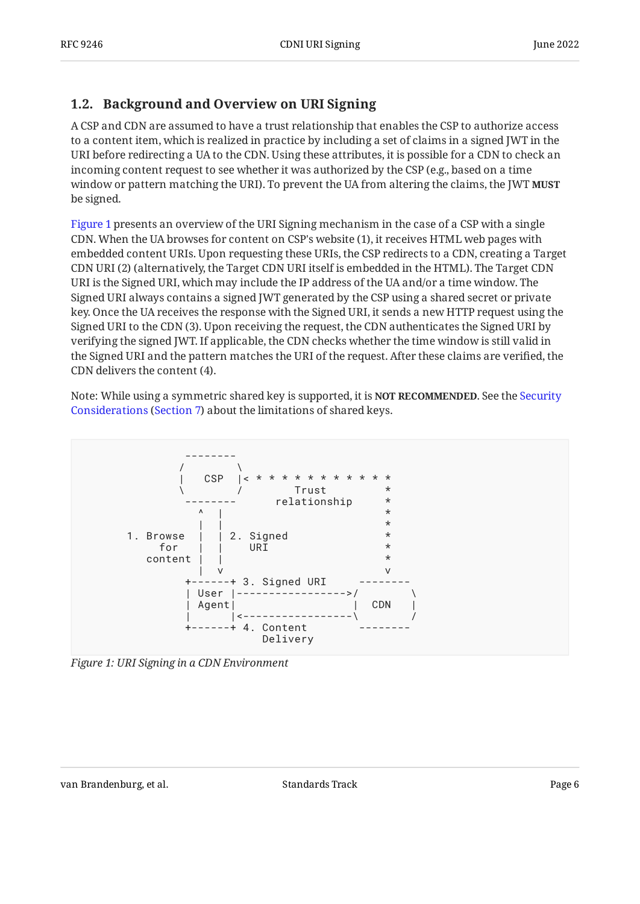### 1.2. Background and Overview on URI Signing

A CSP and CDN are assumed to have a trust relationship that enables the CSP to authorize access to a content item, which is realized in practice by including a set of claims in a signed JWT in the URI before redirecting a UA to the CDN. Using these attributes, it is possible for a CDN to check an incoming content request to see whether it was authorized by the CSP (e.g., based on a time window or pattern matching the URI). To prevent the UA from altering the claims, the JWT **MUST** be signed.

Figure 1 presents an overview of the URI Signing mechanism in the case of a CSP with a single CDN. When the UA browses for content on CSP's website (1), it receives HTML web pages with embedded content URIs. Upon requesting these URIs, the CSP redirects to a CDN, creating a Target CDN URI (2) (alternatively, the Target CDN URI itself is embedded in the HTML). The Target CDN URI is the Signed URI, which may include the IP address of the UA and/or a time window. The Signed URI always contains a signed JWT generated by the CSP using a shared secret or private key. Once the UA receives the response with the Signed URI, it sends a new HTTP request using the Signed URI to the CDN (3). Upon receiving the request, the CDN authenticates the Signed URI by verifying the signed JWT. If applicable, the CDN checks whether the time window is still valid in the Signed URI and the pattern matches the URI of the request. After these claims are verified, the CDN delivers the content (4).

Note: While using a symmetric shared key is supported, it is **NOT RECOMMENDED**. See the Security Considerations (Section 7) about the limitations of shared keys.

```
                 --------
                /        \
                |   CSP   |< * * * * * * * * * * *
                \        /        Trust          *
                 --------       relationship     *
                   ^  |                          *
                   |  |                          *
        1. Browse  |  | 2. Signed                *
             for   |  |    URI                   *
          content  |  |                          *
                   |  v                          v
                 +------+ 3. Signed URI     --------
                 | User |----------------->/        \
                 | Agent|                  |  CDN    |
                 |      |<-----------------\        /
                 +------+ 4. Content        --------
                             Delivery
```

*Figure 1: URI Signing in a CDN Environment*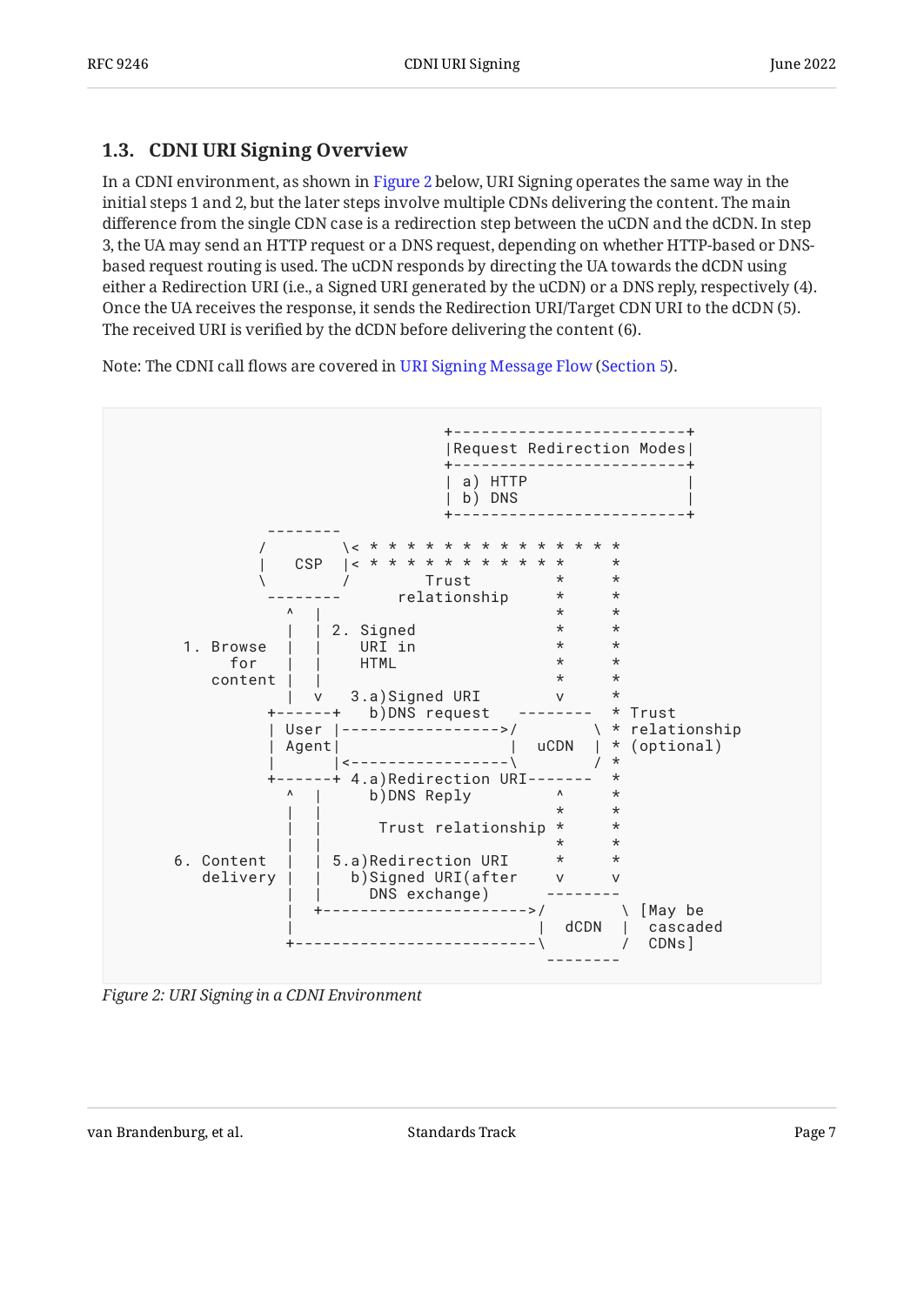### 1.3. CDNI URI Signing Overview

In a CDNI environment, as shown in Figure 2 below, URI Signing operates the same way in the initial steps 1 and 2, but the later steps involve multiple CDNs delivering the content. The main difference from the single CDN case is a redirection step between the uCDN and the dCDN. In step 3, the UA may send an HTTP request or a DNS request, depending on whether HTTP-based or DNS-based request routing is used. The uCDN responds by directing the UA towards the dCDN using either a Redirection URI (i.e., a Signed URI generated by the uCDN) or a DNS reply, respectively (4). Once the UA receives the response, it sends the Redirection URI/Target CDN URI to the dCDN (5). The received URI is verified by the dCDN before delivering the content (6).

Note: The CDNI call flows are covered in URI Signing Message Flow (Section 5).

```
                               +-------------------------+
                               |Request Redirection Modes|
                               +-------------------------+
                               | a) HTTP                 |
                               | b) DNS                  |
                               +-------------------------+
                --------
              /          \< * * * * * * * * * * * * * *
              |   CSP    |< * * * * * * * * * * *     *
              \          /        Trust          *     *
                --------       relationship      *     *
                  ^  |                           *     *
                  |  | 2. Signed                 *     *
      1. Browse   |  |    URI in                 *     *
         for      |  |    HTML                   *     *
         content  |  |                           *     *
                  |  v   3.a)Signed URI          v     *
                +------+   b)DNS request   --------    * Trust
                | User |----------------->/         \  * relationship
                | Agent|                  |   uCDN   | * (optional)
                |      |<-----------------\         /  *
                +------+ 4.a)Redirection URI-------    *
                  ^  |     b)DNS Reply           ^     *
                  |  |                           *     *
                  |  |      Trust relationship   *     *
                  |  |                           *     *
      6. Content  |  | 5.a)Redirection URI       *     *
         delivery |  |   b)Signed URI(after      v     v
                  |  |     DNS exchange)       --------
                  |  +----------------------->/         \ [May be
                  |                           |   dCDN   |  cascaded
                  +---------------------------\         /   CDNs]
                                               --------
```

*Figure 2: URI Signing in a CDNI Environment*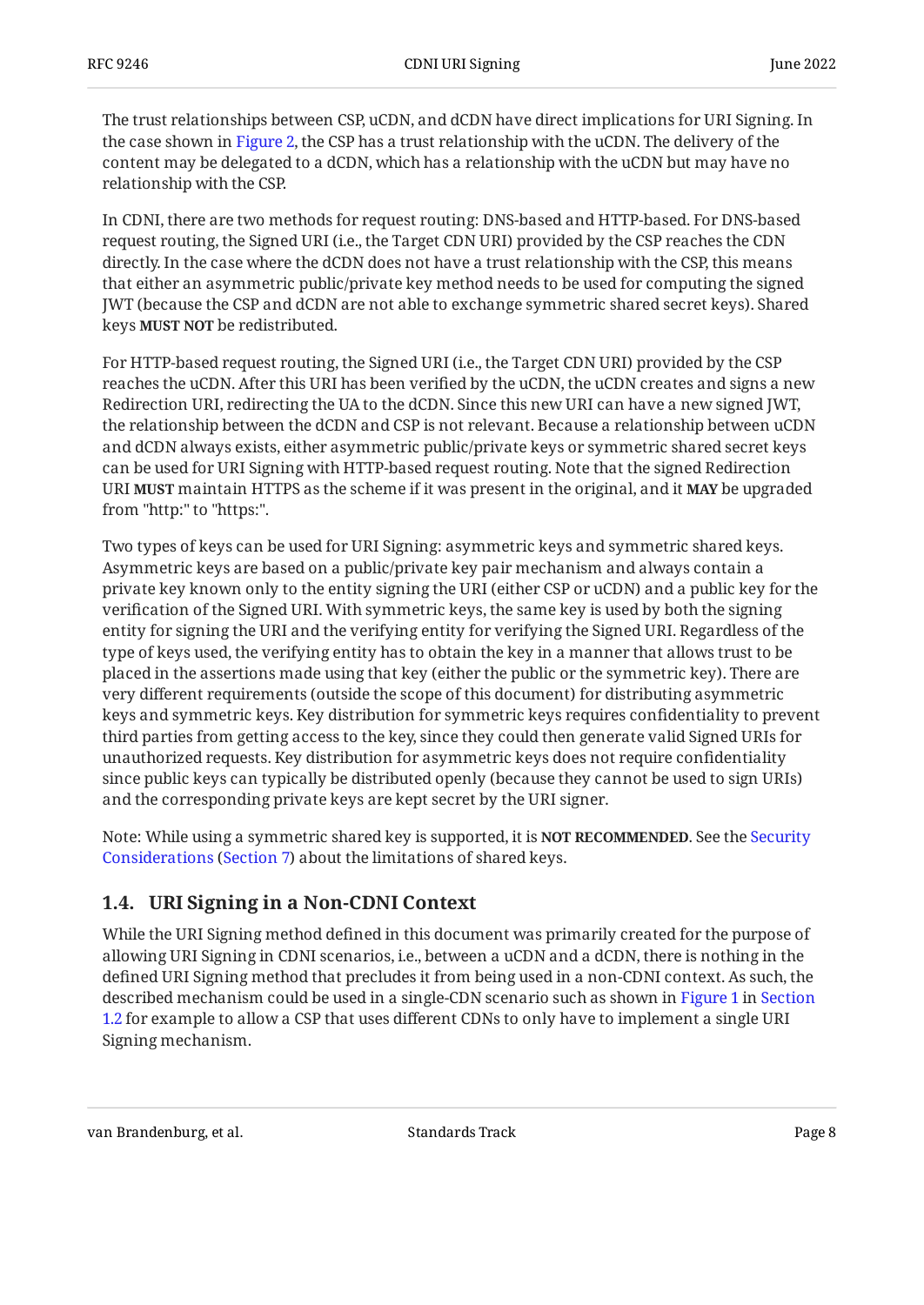The trust relationships between CSP, uCDN, and dCDN have direct implications for URI Signing. In the case shown in Figure 2, the CSP has a trust relationship with the uCDN. The delivery of the content may be delegated to a dCDN, which has a relationship with the uCDN but may have no relationship with the CSP.

In CDNI, there are two methods for request routing: DNS-based and HTTP-based. For DNS-based request routing, the Signed URI (i.e., the Target CDN URI) provided by the CSP reaches the CDN directly. In the case where the dCDN does not have a trust relationship with the CSP, this means that either an asymmetric public/private key method needs to be used for computing the signed JWT (because the CSP and dCDN are not able to exchange symmetric shared secret keys). Shared keys **MUST NOT** be redistributed.

For HTTP-based request routing, the Signed URI (i.e., the Target CDN URI) provided by the CSP reaches the uCDN. After this URI has been verified by the uCDN, the uCDN creates and signs a new Redirection URI, redirecting the UA to the dCDN. Since this new URI can have a new signed JWT, the relationship between the dCDN and CSP is not relevant. Because a relationship between uCDN and dCDN always exists, either asymmetric public/private keys or symmetric shared secret keys can be used for URI Signing with HTTP-based request routing. Note that the signed Redirection URI **MUST** maintain HTTPS as the scheme if it was present in the original, and it **MAY** be upgraded from "http:" to "https:".

Two types of keys can be used for URI Signing: asymmetric keys and symmetric shared keys. Asymmetric keys are based on a public/private key pair mechanism and always contain a private key known only to the entity signing the URI (either CSP or uCDN) and a public key for the verification of the Signed URI. With symmetric keys, the same key is used by both the signing entity for signing the URI and the verifying entity for verifying the Signed URI. Regardless of the type of keys used, the verifying entity has to obtain the key in a manner that allows trust to be placed in the assertions made using that key (either the public or the symmetric key). There are very different requirements (outside the scope of this document) for distributing asymmetric keys and symmetric keys. Key distribution for symmetric keys requires confidentiality to prevent third parties from getting access to the key, since they could then generate valid Signed URIs for unauthorized requests. Key distribution for asymmetric keys does not require confidentiality since public keys can typically be distributed openly (because they cannot be used to sign URIs) and the corresponding private keys are kept secret by the URI signer.

Note: While using a symmetric shared key is supported, it is **NOT RECOMMENDED**. See the Security Considerations (Section 7) about the limitations of shared keys.

## 1.4. URI Signing in a Non-CDNI Context

While the URI Signing method defined in this document was primarily created for the purpose of allowing URI Signing in CDNI scenarios, i.e., between a uCDN and a dCDN, there is nothing in the defined URI Signing method that precludes it from being used in a non-CDNI context. As such, the described mechanism could be used in a single-CDN scenario such as shown in Figure 1 in Section 1.2 for example to allow a CSP that uses different CDNs to only have to implement a single URI Signing mechanism.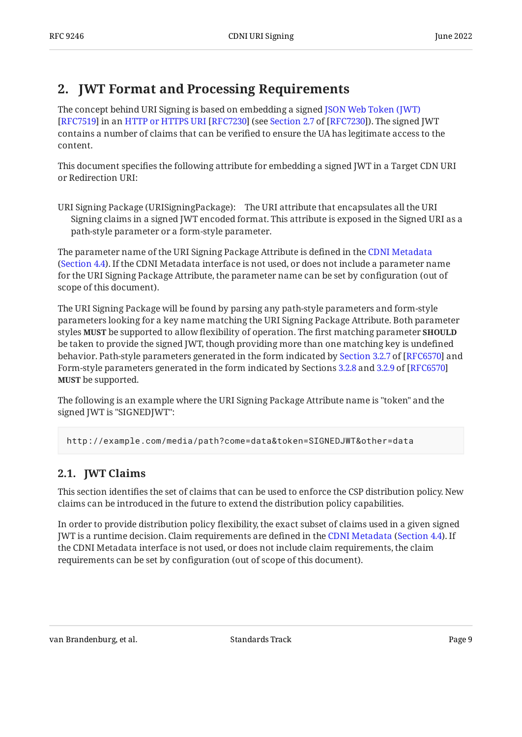## 2. JWT Format and Processing Requirements

The concept behind URI Signing is based on embedding a signed JSON Web Token (JWT) [RFC7519] in an HTTP or HTTPS URI [RFC7230] (see Section 2.7 of [RFC7230]). The signed JWT contains a number of claims that can be verified to ensure the UA has legitimate access to the content.

This document specifies the following attribute for embedding a signed JWT in a Target CDN URI or Redirection URI:

URI Signing Package (URISigningPackage):
: The URI attribute that encapsulates all the URI Signing claims in a signed JWT encoded format. This attribute is exposed in the Signed URI as a path-style parameter or a form-style parameter.

The parameter name of the URI Signing Package Attribute is defined in the CDNI Metadata (Section 4.4). If the CDNI Metadata interface is not used, or does not include a parameter name for the URI Signing Package Attribute, the parameter name can be set by configuration (out of scope of this document).

The URI Signing Package will be found by parsing any path-style parameters and form-style parameters looking for a key name matching the URI Signing Package Attribute. Both parameter styles **MUST** be supported to allow flexibility of operation. The first matching parameter **SHOULD** be taken to provide the signed JWT, though providing more than one matching key is undefined behavior. Path-style parameters generated in the form indicated by Section 3.2.7 of [RFC6570] and Form-style parameters generated in the form indicated by Sections 3.2.8 and 3.2.9 of [RFC6570] **MUST** be supported.

The following is an example where the URI Signing Package Attribute name is "token" and the signed JWT is "SIGNEDJWT":

```
http://example.com/media/path?come=data&token=SIGNEDJWT&other=data
```

### 2.1. JWT Claims

This section identifies the set of claims that can be used to enforce the CSP distribution policy. New claims can be introduced in the future to extend the distribution policy capabilities.

In order to provide distribution policy flexibility, the exact subset of claims used in a given signed JWT is a runtime decision. Claim requirements are defined in the CDNI Metadata (Section 4.4). If the CDNI Metadata interface is not used, or does not include claim requirements, the claim requirements can be set by configuration (out of scope of this document).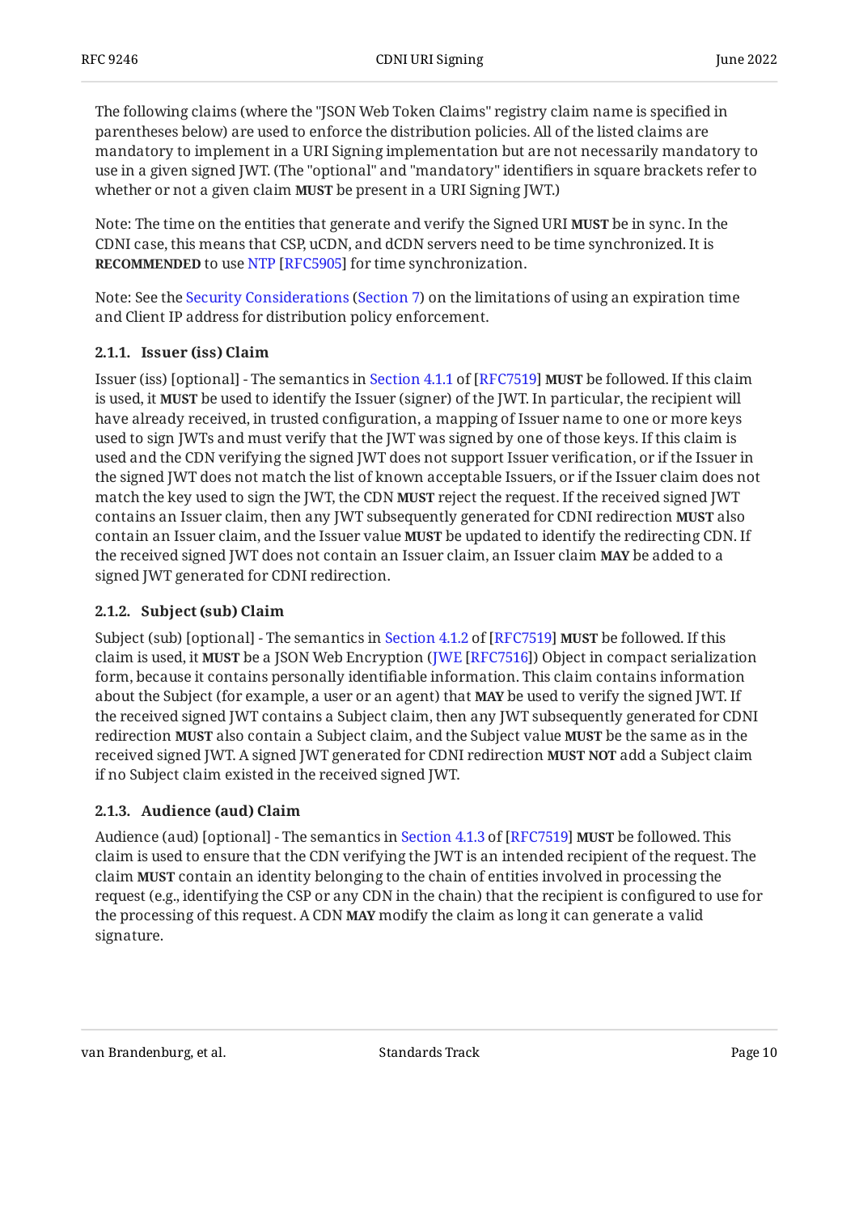The following claims (where the "JSON Web Token Claims" registry claim name is specified in parentheses below) are used to enforce the distribution policies. All of the listed claims are mandatory to implement in a URI Signing implementation but are not necessarily mandatory to use in a given signed JWT. (The "optional" and "mandatory" identifiers in square brackets refer to whether or not a given claim **MUST** be present in a URI Signing JWT.)

Note: The time on the entities that generate and verify the Signed URI **MUST** be in sync. In the CDNI case, this means that CSP, uCDN, and dCDN servers need to be time synchronized. It is **RECOMMENDED** to use NTP [RFC5905] for time synchronization.

Note: See the Security Considerations (Section 7) on the limitations of using an expiration time and Client IP address for distribution policy enforcement.

#### 2.1.1. Issuer (iss) Claim

Issuer (iss) [optional] - The semantics in Section 4.1.1 of [RFC7519] **MUST** be followed. If this claim is used, it **MUST** be used to identify the Issuer (signer) of the JWT. In particular, the recipient will have already received, in trusted configuration, a mapping of Issuer name to one or more keys used to sign JWTs and must verify that the JWT was signed by one of those keys. If this claim is used and the CDN verifying the signed JWT does not support Issuer verification, or if the Issuer in the signed JWT does not match the list of known acceptable Issuers, or if the Issuer claim does not match the key used to sign the JWT, the CDN **MUST** reject the request. If the received signed JWT contains an Issuer claim, then any JWT subsequently generated for CDNI redirection **MUST** also contain an Issuer claim, and the Issuer value **MUST** be updated to identify the redirecting CDN. If the received signed JWT does not contain an Issuer claim, an Issuer claim **MAY** be added to a signed JWT generated for CDNI redirection.

#### 2.1.2. Subject (sub) Claim

Subject (sub) [optional] - The semantics in Section 4.1.2 of [RFC7519] **MUST** be followed. If this claim is used, it **MUST** be a JSON Web Encryption (JWE [RFC7516]) Object in compact serialization form, because it contains personally identifiable information. This claim contains information about the Subject (for example, a user or an agent) that **MAY** be used to verify the signed JWT. If the received signed JWT contains a Subject claim, then any JWT subsequently generated for CDNI redirection **MUST** also contain a Subject claim, and the Subject value **MUST** be the same as in the received signed JWT. A signed JWT generated for CDNI redirection **MUST NOT** add a Subject claim if no Subject claim existed in the received signed JWT.

#### 2.1.3. Audience (aud) Claim

Audience (aud) [optional] - The semantics in Section 4.1.3 of [RFC7519] **MUST** be followed. This claim is used to ensure that the CDN verifying the JWT is an intended recipient of the request. The claim **MUST** contain an identity belonging to the chain of entities involved in processing the request (e.g., identifying the CSP or any CDN in the chain) that the recipient is configured to use for the processing of this request. A CDN **MAY** modify the claim as long it can generate a valid signature.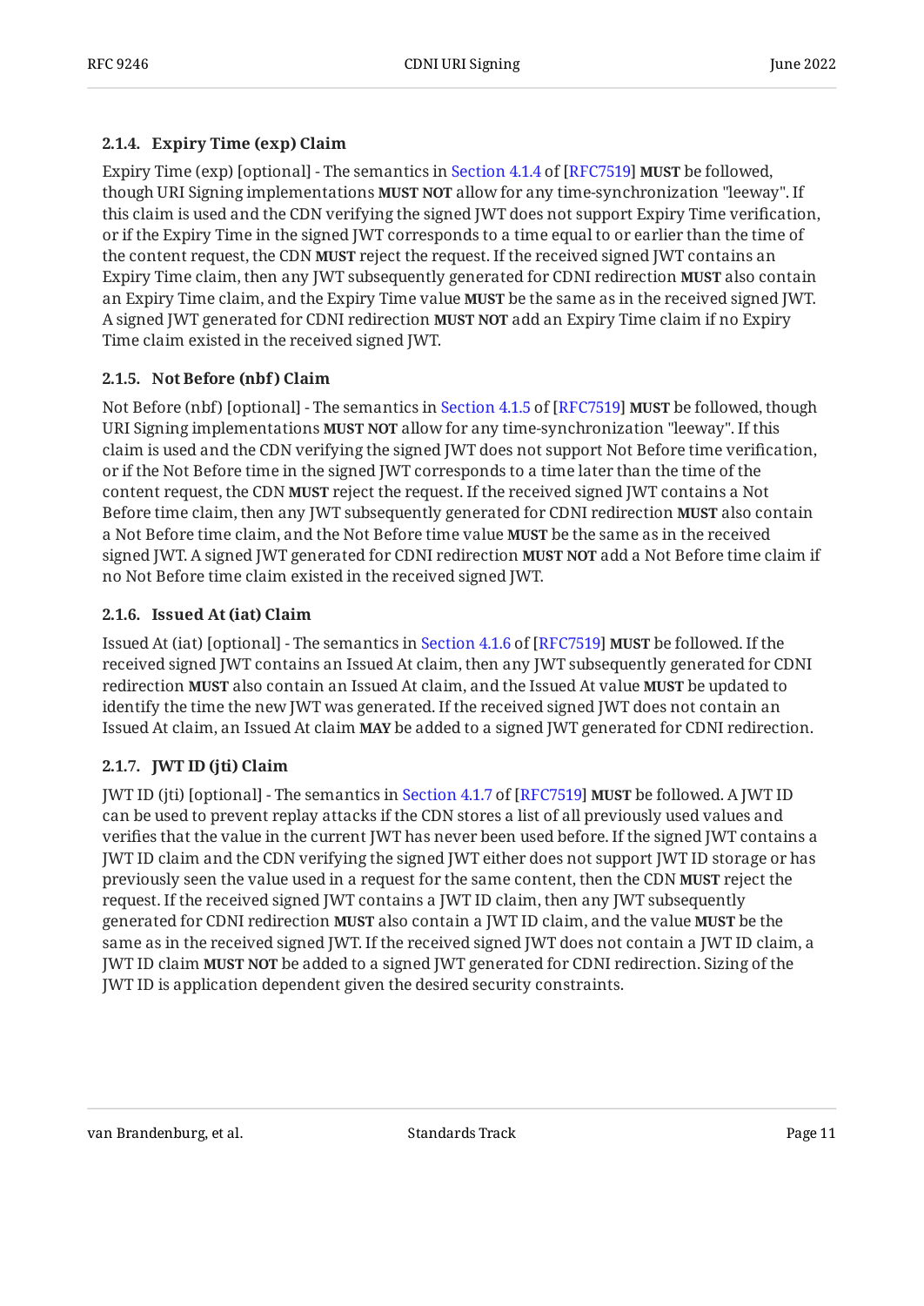#### 2.1.4. Expiry Time (exp) Claim

Expiry Time (exp) [optional] - The semantics in Section 4.1.4 of [RFC7519] **MUST** be followed, though URI Signing implementations **MUST NOT** allow for any time-synchronization "leeway". If this claim is used and the CDN verifying the signed JWT does not support Expiry Time verification, or if the Expiry Time in the signed JWT corresponds to a time equal to or earlier than the time of the content request, the CDN **MUST** reject the request. If the received signed JWT contains an Expiry Time claim, then any JWT subsequently generated for CDNI redirection **MUST** also contain an Expiry Time claim, and the Expiry Time value **MUST** be the same as in the received signed JWT. A signed JWT generated for CDNI redirection **MUST NOT** add an Expiry Time claim if no Expiry Time claim existed in the received signed JWT.

#### 2.1.5. Not Before (nbf) Claim

Not Before (nbf) [optional] - The semantics in Section 4.1.5 of [RFC7519] **MUST** be followed, though URI Signing implementations **MUST NOT** allow for any time-synchronization "leeway". If this claim is used and the CDN verifying the signed JWT does not support Not Before time verification, or if the Not Before time in the signed JWT corresponds to a time later than the time of the content request, the CDN **MUST** reject the request. If the received signed JWT contains a Not Before time claim, then any JWT subsequently generated for CDNI redirection **MUST** also contain a Not Before time claim, and the Not Before time value **MUST** be the same as in the received signed JWT. A signed JWT generated for CDNI redirection **MUST NOT** add a Not Before time claim if no Not Before time claim existed in the received signed JWT.

#### 2.1.6. Issued At (iat) Claim

Issued At (iat) [optional] - The semantics in Section 4.1.6 of [RFC7519] **MUST** be followed. If the received signed JWT contains an Issued At claim, then any JWT subsequently generated for CDNI redirection **MUST** also contain an Issued At claim, and the Issued At value **MUST** be updated to identify the time the new JWT was generated. If the received signed JWT does not contain an Issued At claim, an Issued At claim **MAY** be added to a signed JWT generated for CDNI redirection.

#### 2.1.7. JWT ID (jti) Claim

JWT ID (jti) [optional] - The semantics in Section 4.1.7 of [RFC7519] **MUST** be followed. A JWT ID can be used to prevent replay attacks if the CDN stores a list of all previously used values and verifies that the value in the current JWT has never been used before. If the signed JWT contains a JWT ID claim and the CDN verifying the signed JWT either does not support JWT ID storage or has previously seen the value used in a request for the same content, then the CDN **MUST** reject the request. If the received signed JWT contains a JWT ID claim, then any JWT subsequently generated for CDNI redirection **MUST** also contain a JWT ID claim, and the value **MUST** be the same as in the received signed JWT. If the received signed JWT does not contain a JWT ID claim, a JWT ID claim **MUST NOT** be added to a signed JWT generated for CDNI redirection. Sizing of the JWT ID is application dependent given the desired security constraints.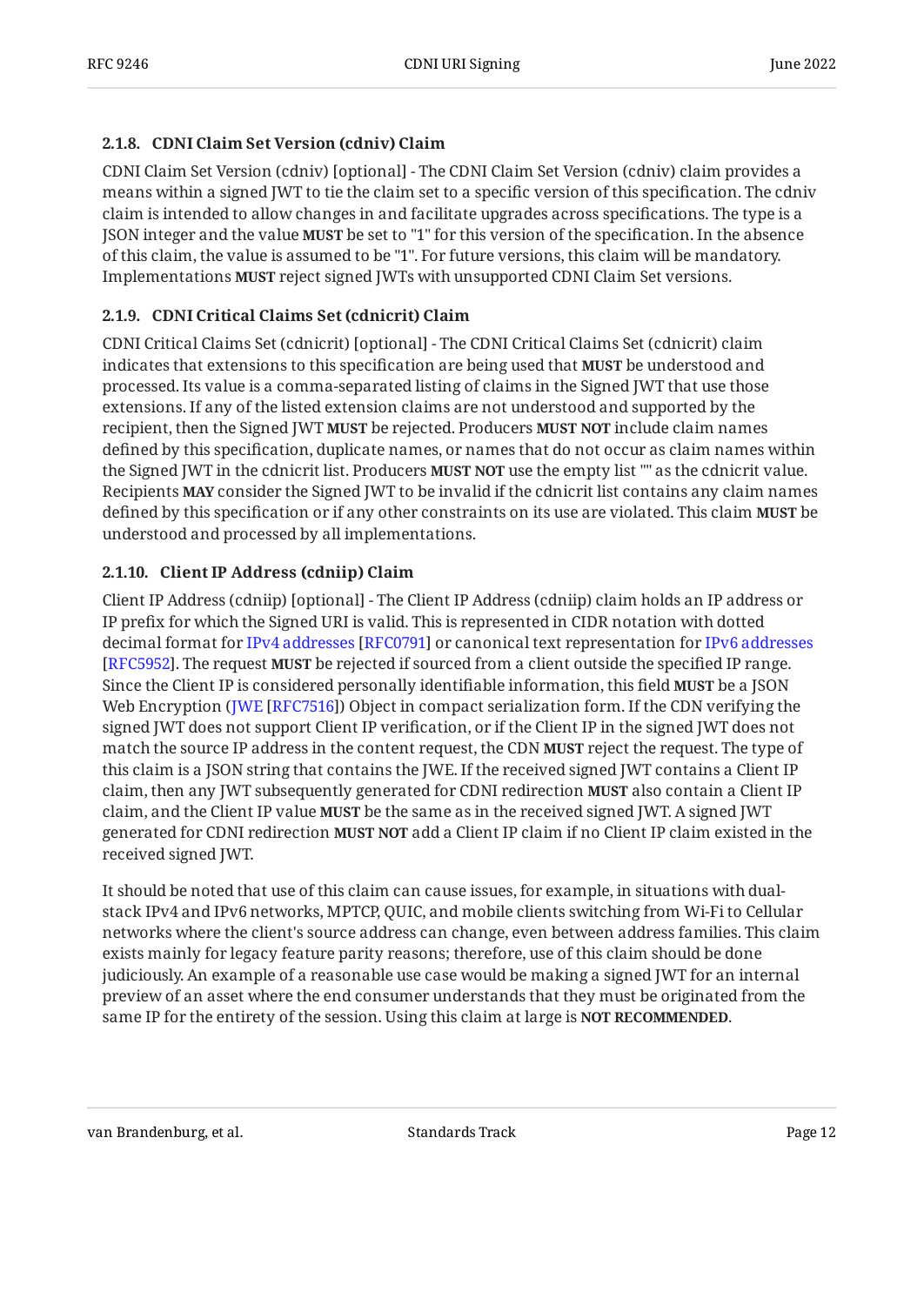#### 2.1.8. CDNI Claim Set Version (cdniv) Claim

CDNI Claim Set Version (cdniv) [optional] - The CDNI Claim Set Version (cdniv) claim provides a means within a signed JWT to tie the claim set to a specific version of this specification. The cdniv claim is intended to allow changes in and facilitate upgrades across specifications. The type is a JSON integer and the value **MUST** be set to "1" for this version of the specification. In the absence of this claim, the value is assumed to be "1". For future versions, this claim will be mandatory. Implementations **MUST** reject signed JWTs with unsupported CDNI Claim Set versions.

#### 2.1.9. CDNI Critical Claims Set (cdnicrit) Claim

CDNI Critical Claims Set (cdnicrit) [optional] - The CDNI Critical Claims Set (cdnicrit) claim indicates that extensions to this specification are being used that **MUST** be understood and processed. Its value is a comma-separated listing of claims in the Signed JWT that use those extensions. If any of the listed extension claims are not understood and supported by the recipient, then the Signed JWT **MUST** be rejected. Producers **MUST NOT** include claim names defined by this specification, duplicate names, or names that do not occur as claim names within the Signed JWT in the cdnicrit list. Producers **MUST NOT** use the empty list "" as the cdnicrit value. Recipients **MAY** consider the Signed JWT to be invalid if the cdnicrit list contains any claim names defined by this specification or if any other constraints on its use are violated. This claim **MUST** be understood and processed by all implementations.

#### 2.1.10. Client IP Address (cdniip) Claim

Client IP Address (cdniip) [optional] - The Client IP Address (cdniip) claim holds an IP address or IP prefix for which the Signed URI is valid. This is represented in CIDR notation with dotted decimal format for IPv4 addresses [RFC0791] or canonical text representation for IPv6 addresses [RFC5952]. The request **MUST** be rejected if sourced from a client outside the specified IP range. Since the Client IP is considered personally identifiable information, this field **MUST** be a JSON Web Encryption (JWE [RFC7516]) Object in compact serialization form. If the CDN verifying the signed JWT does not support Client IP verification, or if the Client IP in the signed JWT does not match the source IP address in the content request, the CDN **MUST** reject the request. The type of this claim is a JSON string that contains the JWE. If the received signed JWT contains a Client IP claim, then any JWT subsequently generated for CDNI redirection **MUST** also contain a Client IP claim, and the Client IP value **MUST** be the same as in the received signed JWT. A signed JWT generated for CDNI redirection **MUST NOT** add a Client IP claim if no Client IP claim existed in the received signed JWT.

It should be noted that use of this claim can cause issues, for example, in situations with dual-stack IPv4 and IPv6 networks, MPTCP, QUIC, and mobile clients switching from Wi-Fi to Cellular networks where the client's source address can change, even between address families. This claim exists mainly for legacy feature parity reasons; therefore, use of this claim should be done judiciously. An example of a reasonable use case would be making a signed JWT for an internal preview of an asset where the end consumer understands that they must be originated from the same IP for the entirety of the session. Using this claim at large is **NOT RECOMMENDED**.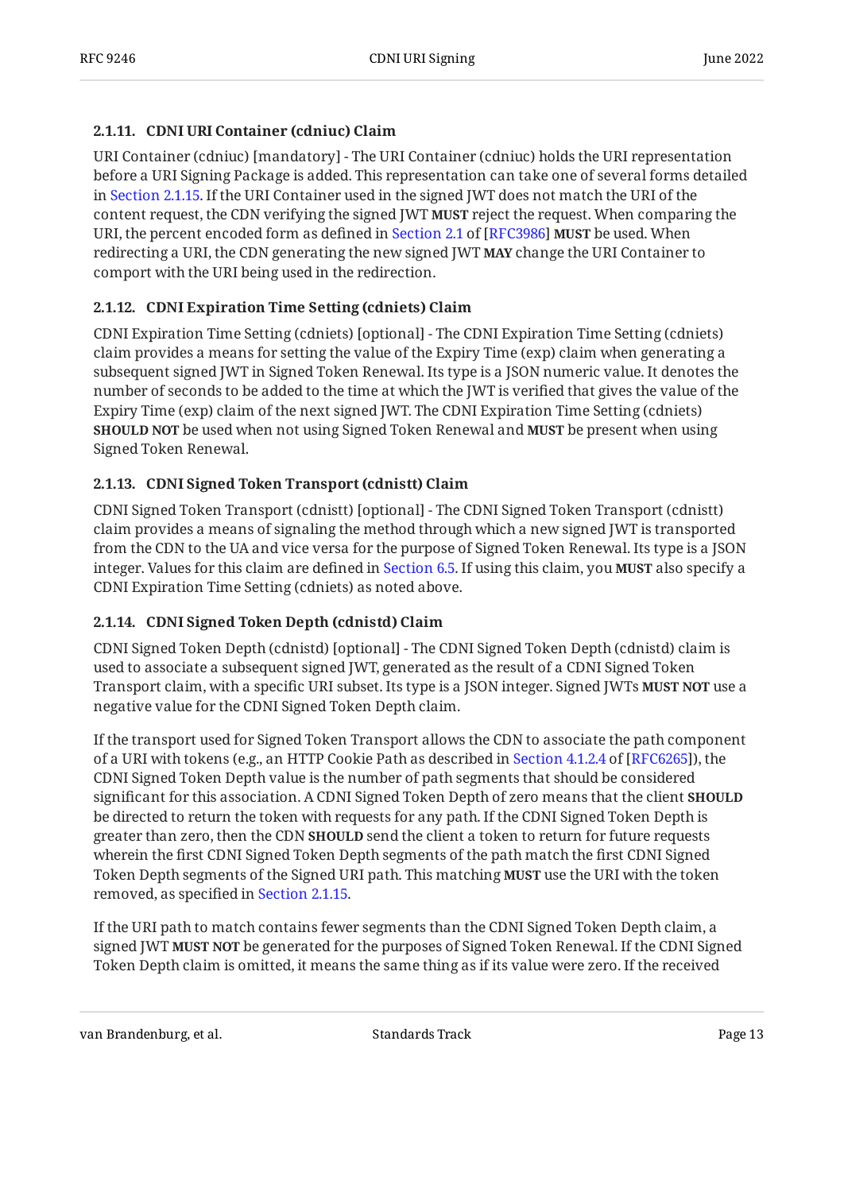#### 2.1.11. CDNI URI Container (cdniuc) Claim

URI Container (cdniuc) [mandatory] - The URI Container (cdniuc) holds the URI representation before a URI Signing Package is added. This representation can take one of several forms detailed in Section 2.1.15. If the URI Container used in the signed JWT does not match the URI of the content request, the CDN verifying the signed JWT **MUST** reject the request. When comparing the URI, the percent encoded form as defined in Section 2.1 of [RFC3986] **MUST** be used. When redirecting a URI, the CDN generating the new signed JWT **MAY** change the URI Container to comport with the URI being used in the redirection.

#### 2.1.12. CDNI Expiration Time Setting (cdniets) Claim

CDNI Expiration Time Setting (cdniets) [optional] - The CDNI Expiration Time Setting (cdniets) claim provides a means for setting the value of the Expiry Time (exp) claim when generating a subsequent signed JWT in Signed Token Renewal. Its type is a JSON numeric value. It denotes the number of seconds to be added to the time at which the JWT is verified that gives the value of the Expiry Time (exp) claim of the next signed JWT. The CDNI Expiration Time Setting (cdniets) **SHOULD NOT** be used when not using Signed Token Renewal and **MUST** be present when using Signed Token Renewal.

#### 2.1.13. CDNI Signed Token Transport (cdnistt) Claim

CDNI Signed Token Transport (cdnistt) [optional] - The CDNI Signed Token Transport (cdnistt) claim provides a means of signaling the method through which a new signed JWT is transported from the CDN to the UA and vice versa for the purpose of Signed Token Renewal. Its type is a JSON integer. Values for this claim are defined in Section 6.5. If using this claim, you **MUST** also specify a CDNI Expiration Time Setting (cdniets) as noted above.

#### 2.1.14. CDNI Signed Token Depth (cdnistd) Claim

CDNI Signed Token Depth (cdnistd) [optional] - The CDNI Signed Token Depth (cdnistd) claim is used to associate a subsequent signed JWT, generated as the result of a CDNI Signed Token Transport claim, with a specific URI subset. Its type is a JSON integer. Signed JWTs **MUST NOT** use a negative value for the CDNI Signed Token Depth claim.

If the transport used for Signed Token Transport allows the CDN to associate the path component of a URI with tokens (e.g., an HTTP Cookie Path as described in Section 4.1.2.4 of [RFC6265]), the CDNI Signed Token Depth value is the number of path segments that should be considered significant for this association. A CDNI Signed Token Depth of zero means that the client **SHOULD** be directed to return the token with requests for any path. If the CDNI Signed Token Depth is greater than zero, then the CDN **SHOULD** send the client a token to return for future requests wherein the first CDNI Signed Token Depth segments of the path match the first CDNI Signed Token Depth segments of the Signed URI path. This matching **MUST** use the URI with the token removed, as specified in Section 2.1.15.

If the URI path to match contains fewer segments than the CDNI Signed Token Depth claim, a signed JWT **MUST NOT** be generated for the purposes of Signed Token Renewal. If the CDNI Signed Token Depth claim is omitted, it means the same thing as if its value were zero. If the received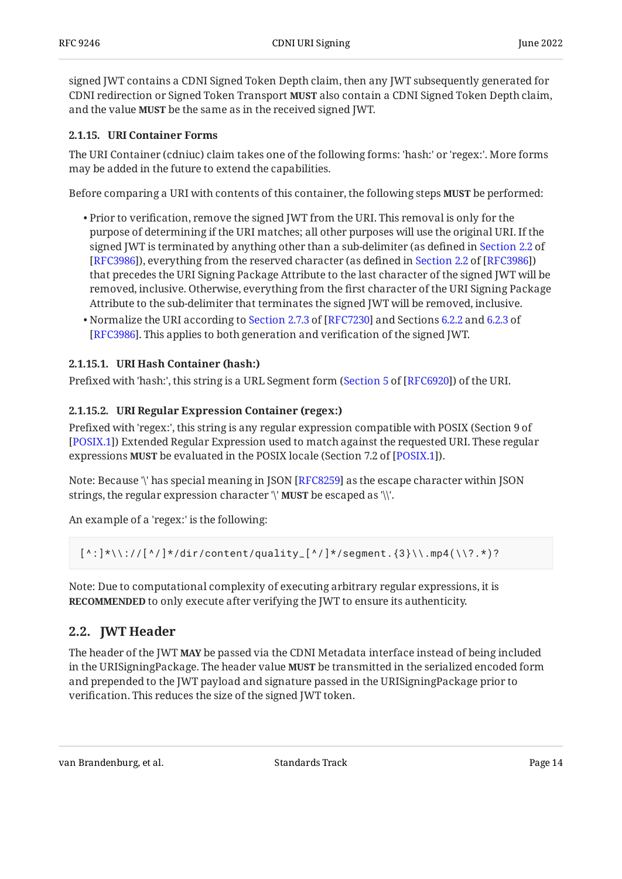signed JWT contains a CDNI Signed Token Depth claim, then any JWT subsequently generated for CDNI redirection or Signed Token Transport **MUST** also contain a CDNI Signed Token Depth claim, and the value **MUST** be the same as in the received signed JWT.

#### 2.1.15. URI Container Forms

The URI Container (cdniuc) claim takes one of the following forms: 'hash:' or 'regex:'. More forms may be added in the future to extend the capabilities.

Before comparing a URI with contents of this container, the following steps **MUST** be performed:

- Prior to verification, remove the signed JWT from the URI. This removal is only for the purpose of determining if the URI matches; all other purposes will use the original URI. If the signed JWT is terminated by anything other than a sub-delimiter (as defined in Section 2.2 of [RFC3986]), everything from the reserved character (as defined in Section 2.2 of [RFC3986]) that precedes the URI Signing Package Attribute to the last character of the signed JWT will be removed, inclusive. Otherwise, everything from the first character of the URI Signing Package Attribute to the sub-delimiter that terminates the signed JWT will be removed, inclusive.
- Normalize the URI according to Section 2.7.3 of [RFC7230] and Sections 6.2.2 and 6.2.3 of [RFC3986]. This applies to both generation and verification of the signed JWT.

##### 2.1.15.1. URI Hash Container (hash:)

Prefixed with 'hash:', this string is a URL Segment form (Section 5 of [RFC6920]) of the URI.

##### 2.1.15.2. URI Regular Expression Container (regex:)

Prefixed with 'regex:', this string is any regular expression compatible with POSIX (Section 9 of [POSIX.1]) Extended Regular Expression used to match against the requested URI. These regular expressions **MUST** be evaluated in the POSIX locale (Section 7.2 of [POSIX.1]).

Note: Because '\' has special meaning in JSON [RFC8259] as the escape character within JSON strings, the regular expression character '\' **MUST** be escaped as '\\'.

An example of a 'regex:' is the following:

```
[^:]*\\://[^/]*/dir/content/quality_[^/]*/segment.{3}\\.mp4(\\?.*)?
```

Note: Due to computational complexity of executing arbitrary regular expressions, it is **RECOMMENDED** to only execute after verifying the JWT to ensure its authenticity.

### 2.2. JWT Header

The header of the JWT **MAY** be passed via the CDNI Metadata interface instead of being included in the URISigningPackage. The header value **MUST** be transmitted in the serialized encoded form and prepended to the JWT payload and signature passed in the URISigningPackage prior to verification. This reduces the size of the signed JWT token.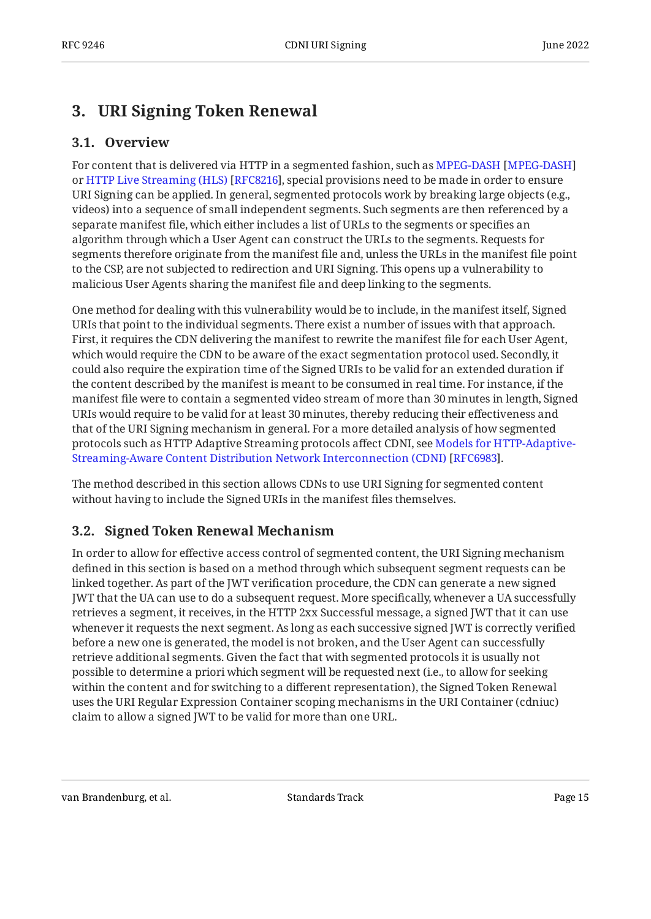## 3. URI Signing Token Renewal

### 3.1. Overview

For content that is delivered via HTTP in a segmented fashion, such as MPEG-DASH [MPEG-DASH] or HTTP Live Streaming (HLS) [RFC8216], special provisions need to be made in order to ensure URI Signing can be applied. In general, segmented protocols work by breaking large objects (e.g., videos) into a sequence of small independent segments. Such segments are then referenced by a separate manifest file, which either includes a list of URLs to the segments or specifies an algorithm through which a User Agent can construct the URLs to the segments. Requests for segments therefore originate from the manifest file and, unless the URLs in the manifest file point to the CSP, are not subjected to redirection and URI Signing. This opens up a vulnerability to malicious User Agents sharing the manifest file and deep linking to the segments.

One method for dealing with this vulnerability would be to include, in the manifest itself, Signed URIs that point to the individual segments. There exist a number of issues with that approach. First, it requires the CDN delivering the manifest to rewrite the manifest file for each User Agent, which would require the CDN to be aware of the exact segmentation protocol used. Secondly, it could also require the expiration time of the Signed URIs to be valid for an extended duration if the content described by the manifest is meant to be consumed in real time. For instance, if the manifest file were to contain a segmented video stream of more than 30 minutes in length, Signed URIs would require to be valid for at least 30 minutes, thereby reducing their effectiveness and that of the URI Signing mechanism in general. For a more detailed analysis of how segmented protocols such as HTTP Adaptive Streaming protocols affect CDNI, see Models for HTTP-Adaptive-Streaming-Aware Content Distribution Network Interconnection (CDNI) [RFC6983].

The method described in this section allows CDNs to use URI Signing for segmented content without having to include the Signed URIs in the manifest files themselves.

### 3.2. Signed Token Renewal Mechanism

In order to allow for effective access control of segmented content, the URI Signing mechanism defined in this section is based on a method through which subsequent segment requests can be linked together. As part of the JWT verification procedure, the CDN can generate a new signed JWT that the UA can use to do a subsequent request. More specifically, whenever a UA successfully retrieves a segment, it receives, in the HTTP 2xx Successful message, a signed JWT that it can use whenever it requests the next segment. As long as each successive signed JWT is correctly verified before a new one is generated, the model is not broken, and the User Agent can successfully retrieve additional segments. Given the fact that with segmented protocols it is usually not possible to determine a priori which segment will be requested next (i.e., to allow for seeking within the content and for switching to a different representation), the Signed Token Renewal uses the URI Regular Expression Container scoping mechanisms in the URI Container (cdniuc) claim to allow a signed JWT to be valid for more than one URL.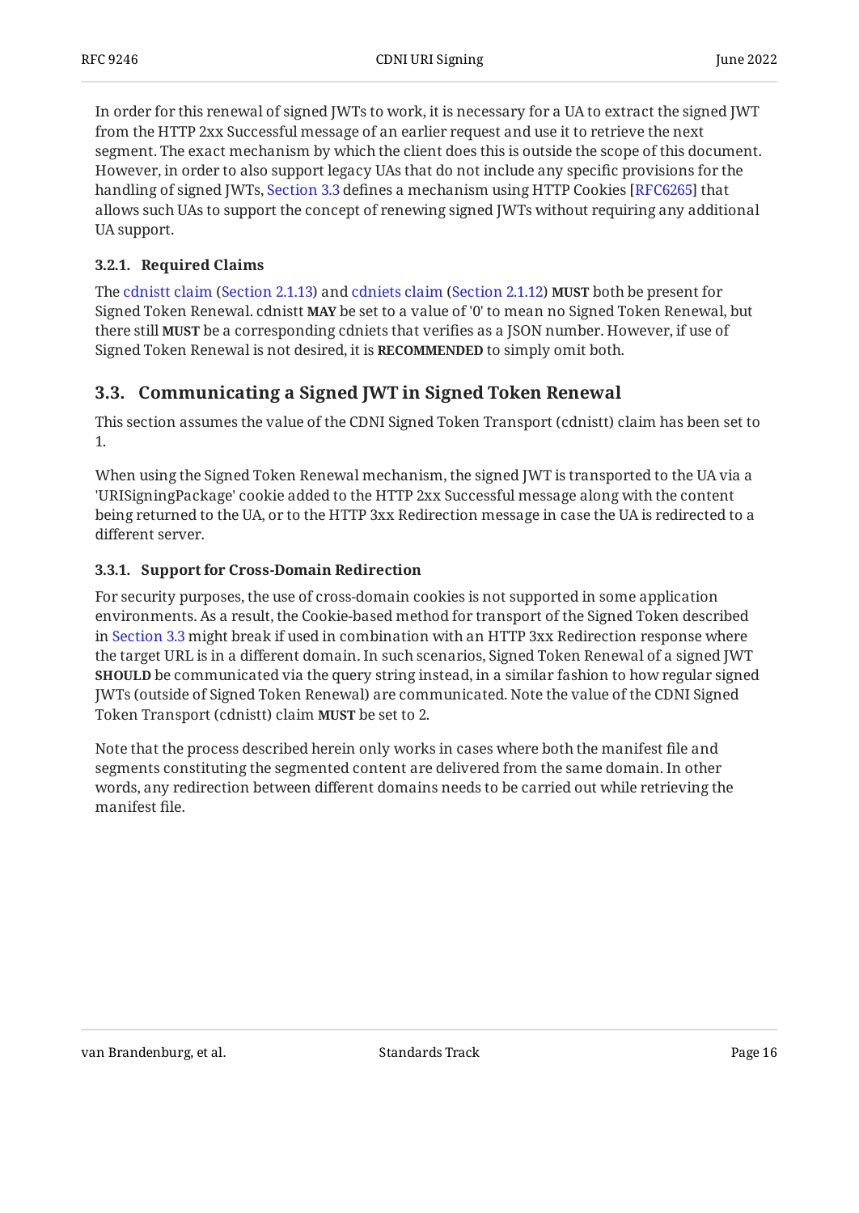In order for this renewal of signed JWTs to work, it is necessary for a UA to extract the signed JWT from the HTTP 2xx Successful message of an earlier request and use it to retrieve the next segment. The exact mechanism by which the client does this is outside the scope of this document. However, in order to also support legacy UAs that do not include any specific provisions for the handling of signed JWTs, Section 3.3 defines a mechanism using HTTP Cookies [RFC6265] that allows such UAs to support the concept of renewing signed JWTs without requiring any additional UA support.

#### 3.2.1. Required Claims

The cdnistt claim (Section 2.1.13) and cdniets claim (Section 2.1.12) **MUST** both be present for Signed Token Renewal. cdnistt **MAY** be set to a value of '0' to mean no Signed Token Renewal, but there still **MUST** be a corresponding cdniets that verifies as a JSON number. However, if use of Signed Token Renewal is not desired, it is **RECOMMENDED** to simply omit both.

### 3.3. Communicating a Signed JWT in Signed Token Renewal

This section assumes the value of the CDNI Signed Token Transport (cdnistt) claim has been set to 1.

When using the Signed Token Renewal mechanism, the signed JWT is transported to the UA via a 'URISigningPackage' cookie added to the HTTP 2xx Successful message along with the content being returned to the UA, or to the HTTP 3xx Redirection message in case the UA is redirected to a different server.

#### 3.3.1. Support for Cross-Domain Redirection

For security purposes, the use of cross-domain cookies is not supported in some application environments. As a result, the Cookie-based method for transport of the Signed Token described in Section 3.3 might break if used in combination with an HTTP 3xx Redirection response where the target URL is in a different domain. In such scenarios, Signed Token Renewal of a signed JWT **SHOULD** be communicated via the query string instead, in a similar fashion to how regular signed JWTs (outside of Signed Token Renewal) are communicated. Note the value of the CDNI Signed Token Transport (cdnistt) claim **MUST** be set to 2.

Note that the process described herein only works in cases where both the manifest file and segments constituting the segmented content are delivered from the same domain. In other words, any redirection between different domains needs to be carried out while retrieving the manifest file.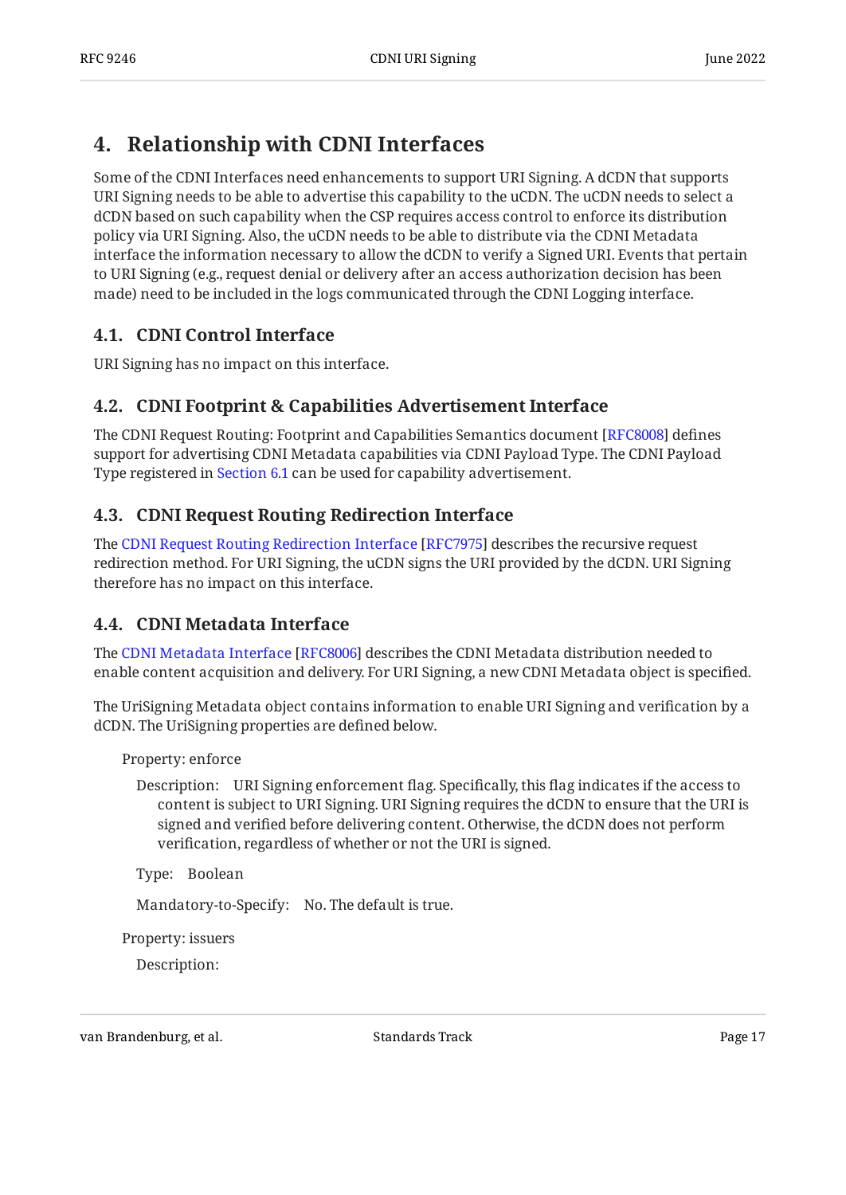## 4. Relationship with CDNI Interfaces

Some of the CDNI Interfaces need enhancements to support URI Signing. A dCDN that supports URI Signing needs to be able to advertise this capability to the uCDN. The uCDN needs to select a dCDN based on such capability when the CSP requires access control to enforce its distribution policy via URI Signing. Also, the uCDN needs to be able to distribute via the CDNI Metadata interface the information necessary to allow the dCDN to verify a Signed URI. Events that pertain to URI Signing (e.g., request denial or delivery after an access authorization decision has been made) need to be included in the logs communicated through the CDNI Logging interface.

### 4.1. CDNI Control Interface

URI Signing has no impact on this interface.

### 4.2. CDNI Footprint & Capabilities Advertisement Interface

The CDNI Request Routing: Footprint and Capabilities Semantics document [RFC8008] defines support for advertising CDNI Metadata capabilities via CDNI Payload Type. The CDNI Payload Type registered in Section 6.1 can be used for capability advertisement.

### 4.3. CDNI Request Routing Redirection Interface

The CDNI Request Routing Redirection Interface [RFC7975] describes the recursive request redirection method. For URI Signing, the uCDN signs the URI provided by the dCDN. URI Signing therefore has no impact on this interface.

### 4.4. CDNI Metadata Interface

The CDNI Metadata Interface [RFC8006] describes the CDNI Metadata distribution needed to enable content acquisition and delivery. For URI Signing, a new CDNI Metadata object is specified.

The UriSigning Metadata object contains information to enable URI Signing and verification by a dCDN. The UriSigning properties are defined below.

Property: enforce

Description: URI Signing enforcement flag. Specifically, this flag indicates if the access to content is subject to URI Signing. URI Signing requires the dCDN to ensure that the URI is signed and verified before delivering content. Otherwise, the dCDN does not perform verification, regardless of whether or not the URI is signed.

Type: Boolean

Mandatory-to-Specify: No. The default is true.

Property: issuers

Description: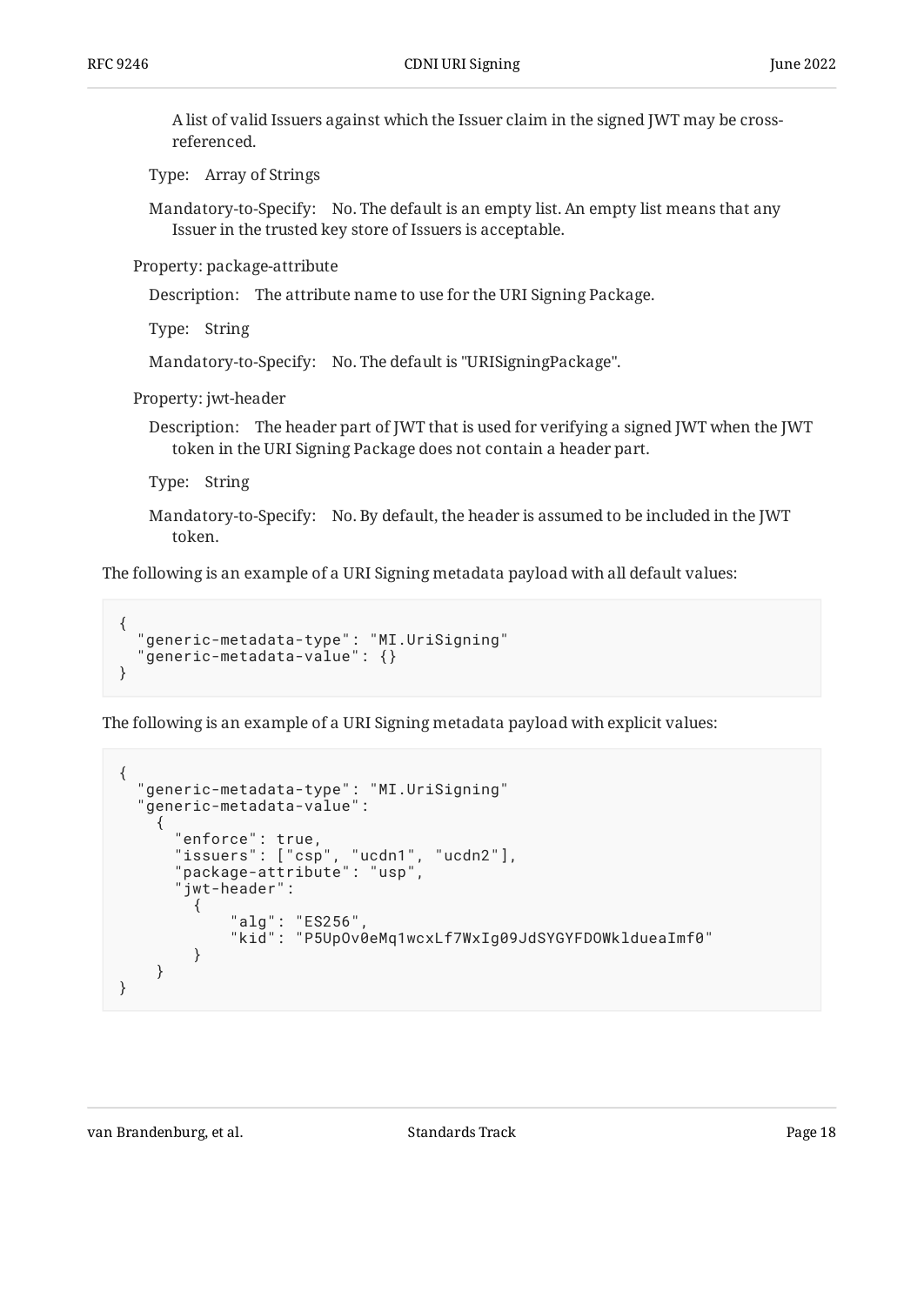A list of valid Issuers against which the Issuer claim in the signed JWT may be cross-referenced.

Type: Array of Strings

Mandatory-to-Specify: No. The default is an empty list. An empty list means that any Issuer in the trusted key store of Issuers is acceptable.

Property: package-attribute

Description: The attribute name to use for the URI Signing Package.

Type: String

Mandatory-to-Specify: No. The default is "URISigningPackage".

Property: jwt-header

Description: The header part of JWT that is used for verifying a signed JWT when the JWT token in the URI Signing Package does not contain a header part.

Type: String

Mandatory-to-Specify: No. By default, the header is assumed to be included in the JWT token.

The following is an example of a URI Signing metadata payload with all default values:

```
{
  "generic-metadata-type": "MI.UriSigning"
  "generic-metadata-value": {}
}
```

The following is an example of a URI Signing metadata payload with explicit values:

```
{
  "generic-metadata-type": "MI.UriSigning"
  "generic-metadata-value":
    {
      "enforce": true,
      "issuers": ["csp", "ucdn1", "ucdn2"],
      "package-attribute": "usp",
      "jwt-header":
        {
            "alg": "ES256",
            "kid": "P5UpOv0eMq1wcxLf7WxIg09JdSYGYFDOWkldueaImf0"
        }
    }
}
```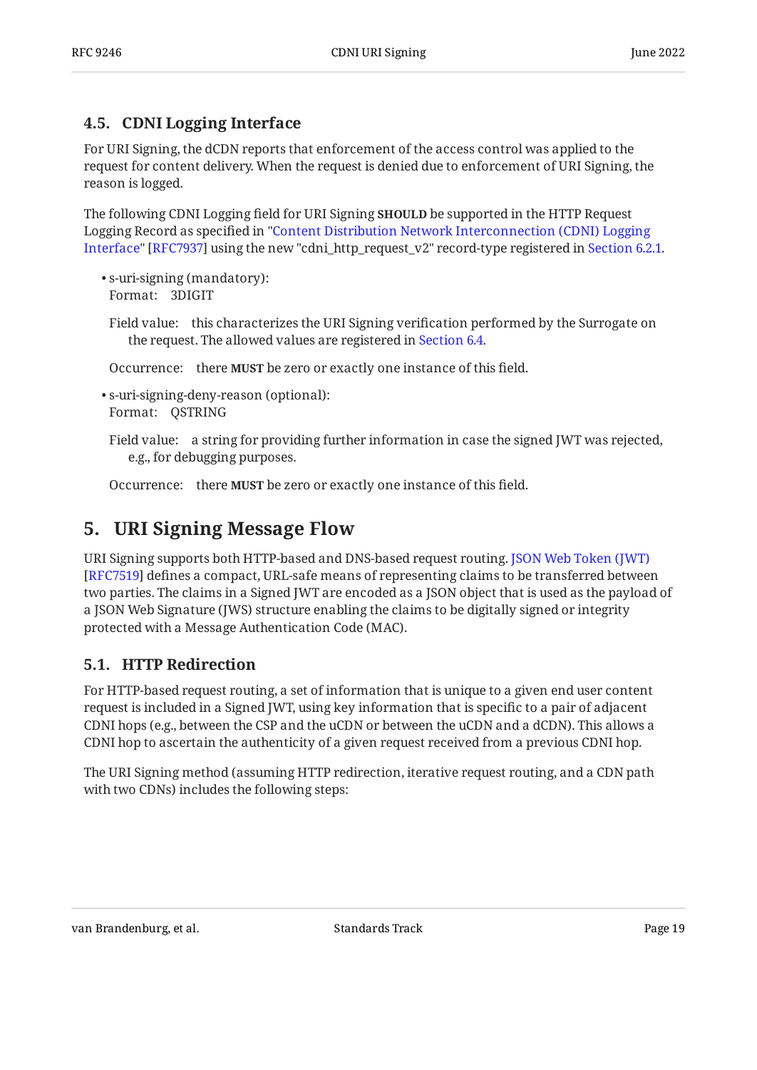### 4.5. CDNI Logging Interface

For URI Signing, the dCDN reports that enforcement of the access control was applied to the request for content delivery. When the request is denied due to enforcement of URI Signing, the reason is logged.

The following CDNI Logging field for URI Signing **SHOULD** be supported in the HTTP Request Logging Record as specified in "Content Distribution Network Interconnection (CDNI) Logging Interface" [RFC7937] using the new "cdni_http_request_v2" record-type registered in Section 6.2.1.

- s-uri-signing (mandatory):
  Format: 3DIGIT

  Field value: this characterizes the URI Signing verification performed by the Surrogate on the request. The allowed values are registered in Section 6.4.

  Occurrence: there **MUST** be zero or exactly one instance of this field.

- s-uri-signing-deny-reason (optional):
  Format: QSTRING

  Field value: a string for providing further information in case the signed JWT was rejected, e.g., for debugging purposes.

  Occurrence: there **MUST** be zero or exactly one instance of this field.

## 5. URI Signing Message Flow

URI Signing supports both HTTP-based and DNS-based request routing. JSON Web Token (JWT) [RFC7519] defines a compact, URL-safe means of representing claims to be transferred between two parties. The claims in a Signed JWT are encoded as a JSON object that is used as the payload of a JSON Web Signature (JWS) structure enabling the claims to be digitally signed or integrity protected with a Message Authentication Code (MAC).

### 5.1. HTTP Redirection

For HTTP-based request routing, a set of information that is unique to a given end user content request is included in a Signed JWT, using key information that is specific to a pair of adjacent CDNI hops (e.g., between the CSP and the uCDN or between the uCDN and a dCDN). This allows a CDNI hop to ascertain the authenticity of a given request received from a previous CDNI hop.

The URI Signing method (assuming HTTP redirection, iterative request routing, and a CDN path with two CDNs) includes the following steps: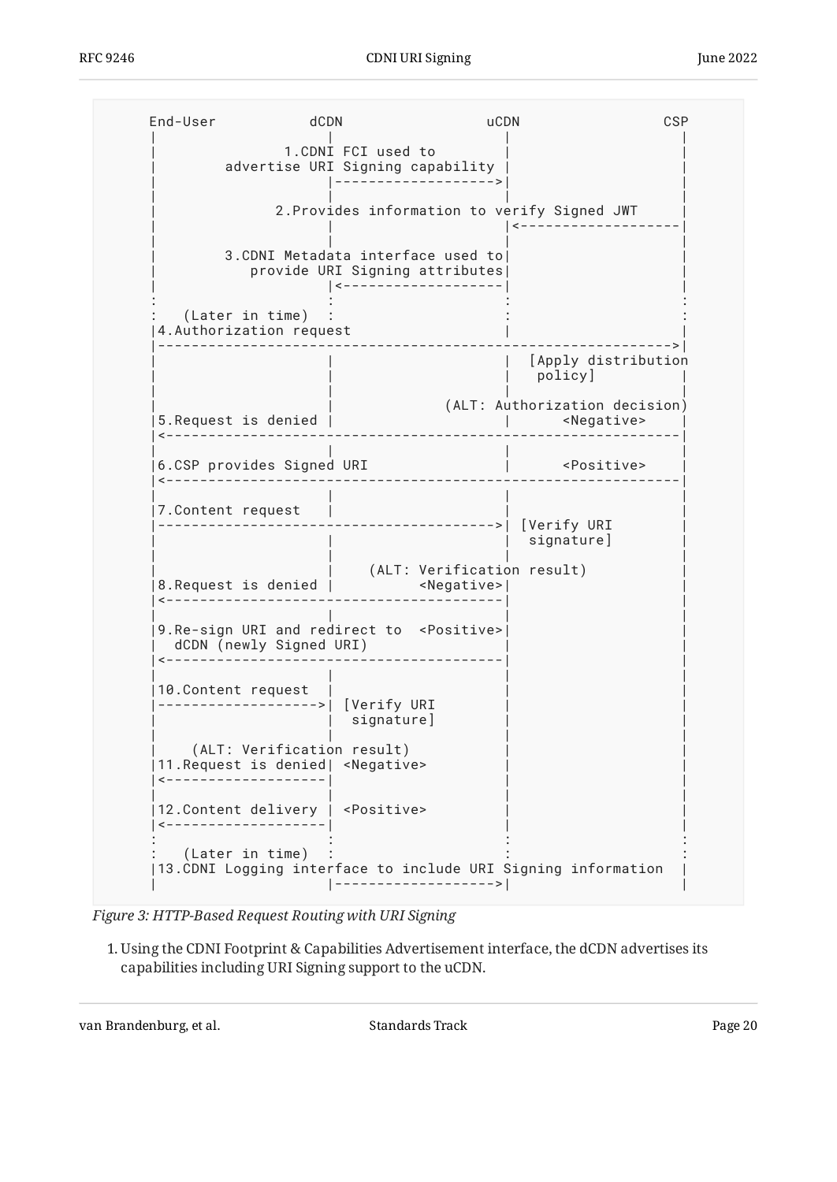```
End-User           dCDN                 uCDN                 CSP
   |                  |                    |                    |
   |               1.CDNI FCI used to      |                    |
   |        advertise URI Signing capability |                  |
   |                  |------------------->|                    |
   |                  |                    |                    |
   |             2.Provides information to verify Signed JWT    |
   |                  |                    |<-------------------|
   |                  |                    |                    |
   |        3.CDNI Metadata interface used to|                  |
   |           provide URI Signing attributes|                  |
   |                  |<-------------------|                    |
   :                  :                    :                    :
   :   (Later in time)  :                    :                    :
   |4.Authorization request                |                    |
   |------------------------------------------------------------>|
   |                  |                    |  [Apply distribution
   |                  |                    |   policy]          |
   |                  |                    |                    |
   |                  |              (ALT: Authorization decision)
   |5.Request is denied |                  |      <Negative>    |
   |<------------------------------------------------------------|
   |                  |                    |                    |
   |6.CSP provides Signed URI              |      <Positive>    |
   |<------------------------------------------------------------|
   |                  |                    |                    |
   |7.Content request   |                  |                    |
   |---------------------------------------->| [Verify URI      |
   |                  |                    |  signature]        |
   |                  |                    |                    |
   |                  |    (ALT: Verification result)           |
   |8.Request is denied |         <Negative>|                    |
   |<----------------------------------------|                   |
   |                  |                    |                    |
   |9.Re-sign URI and redirect to  <Positive>|                  |
   |  dCDN (newly Signed URI)              |                    |
   |<----------------------------------------|                   |
   |                  |                    |                    |
   |10.Content request  |                  |                    |
   |------------------->| [Verify URI      |                    |
   |                  |  signature]        |                    |
   |                  |                    |                    |
   |    (ALT: Verification result)         |                    |
   |11.Request is denied| <Negative>       |                    |
   |<-------------------|                  |                    |
   |                  |                    |                    |
   |12.Content delivery | <Positive>       |                    |
   |<-------------------|                  |                    |
   :                  :                    :                    :
   :   (Later in time)  :                    :                    :
   |13.CDNI Logging interface to include URI Signing information  |
   |                  |------------------->|                    |
```

*Figure 3: HTTP-Based Request Routing with URI Signing*

1. Using the CDNI Footprint & Capabilities Advertisement interface, the dCDN advertises its capabilities including URI Signing support to the uCDN.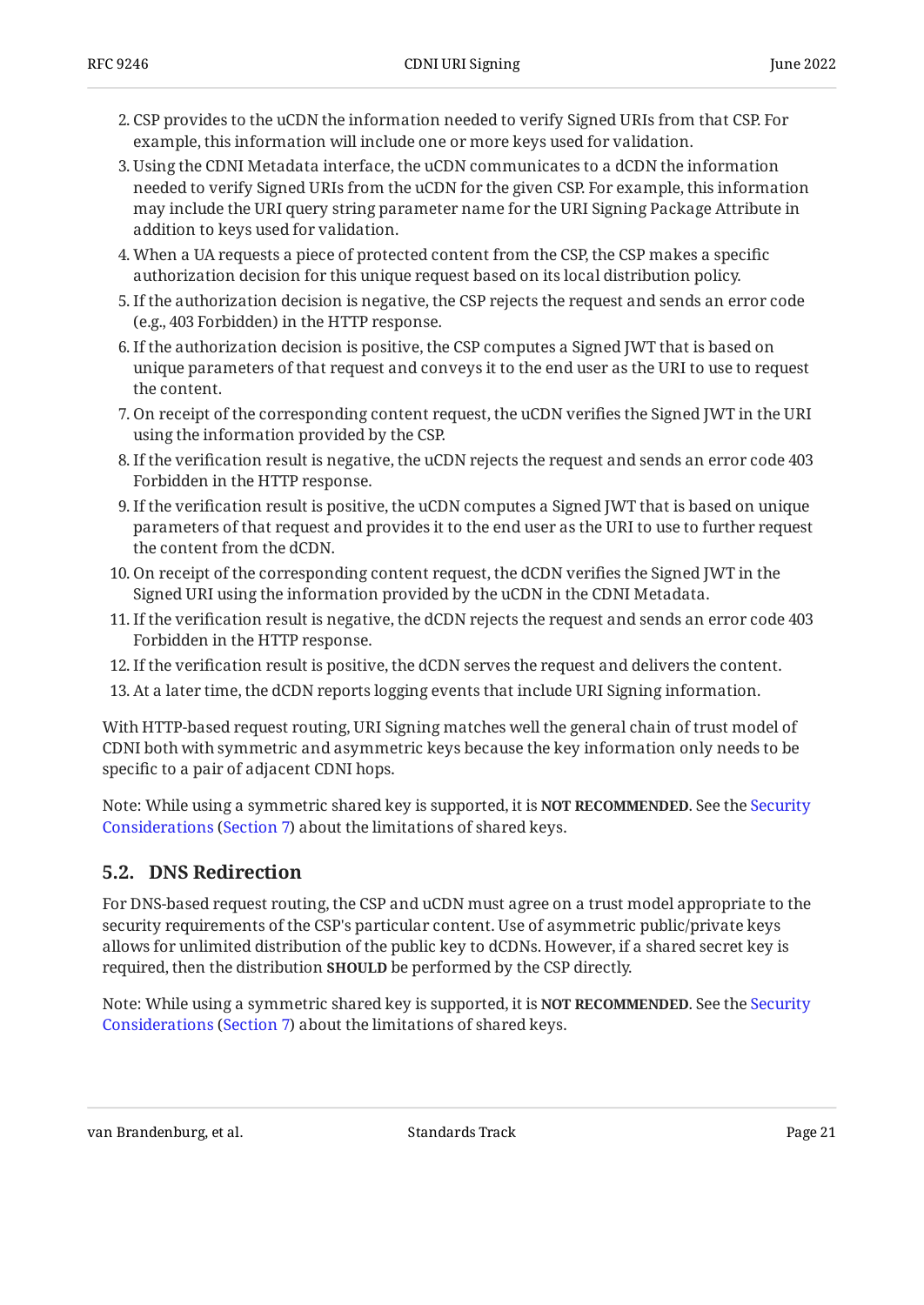2. CSP provides to the uCDN the information needed to verify Signed URIs from that CSP. For example, this information will include one or more keys used for validation.
3. Using the CDNI Metadata interface, the uCDN communicates to a dCDN the information needed to verify Signed URIs from the uCDN for the given CSP. For example, this information may include the URI query string parameter name for the URI Signing Package Attribute in addition to keys used for validation.
4. When a UA requests a piece of protected content from the CSP, the CSP makes a specific authorization decision for this unique request based on its local distribution policy.
5. If the authorization decision is negative, the CSP rejects the request and sends an error code (e.g., 403 Forbidden) in the HTTP response.
6. If the authorization decision is positive, the CSP computes a Signed JWT that is based on unique parameters of that request and conveys it to the end user as the URI to use to request the content.
7. On receipt of the corresponding content request, the uCDN verifies the Signed JWT in the URI using the information provided by the CSP.
8. If the verification result is negative, the uCDN rejects the request and sends an error code 403 Forbidden in the HTTP response.
9. If the verification result is positive, the uCDN computes a Signed JWT that is based on unique parameters of that request and provides it to the end user as the URI to use to further request the content from the dCDN.
10. On receipt of the corresponding content request, the dCDN verifies the Signed JWT in the Signed URI using the information provided by the uCDN in the CDNI Metadata.
11. If the verification result is negative, the dCDN rejects the request and sends an error code 403 Forbidden in the HTTP response.
12. If the verification result is positive, the dCDN serves the request and delivers the content.
13. At a later time, the dCDN reports logging events that include URI Signing information.

With HTTP-based request routing, URI Signing matches well the general chain of trust model of CDNI both with symmetric and asymmetric keys because the key information only needs to be specific to a pair of adjacent CDNI hops.

Note: While using a symmetric shared key is supported, it is **NOT RECOMMENDED**. See the Security Considerations (Section 7) about the limitations of shared keys.

## 5.2. DNS Redirection

For DNS-based request routing, the CSP and uCDN must agree on a trust model appropriate to the security requirements of the CSP's particular content. Use of asymmetric public/private keys allows for unlimited distribution of the public key to dCDNs. However, if a shared secret key is required, then the distribution **SHOULD** be performed by the CSP directly.

Note: While using a symmetric shared key is supported, it is **NOT RECOMMENDED**. See the Security Considerations (Section 7) about the limitations of shared keys.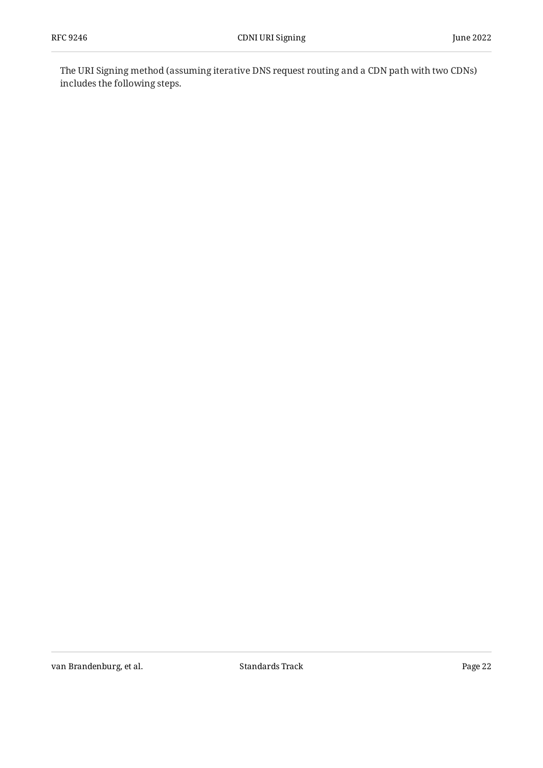The URI Signing method (assuming iterative DNS request routing and a CDN path with two CDNs) includes the following steps.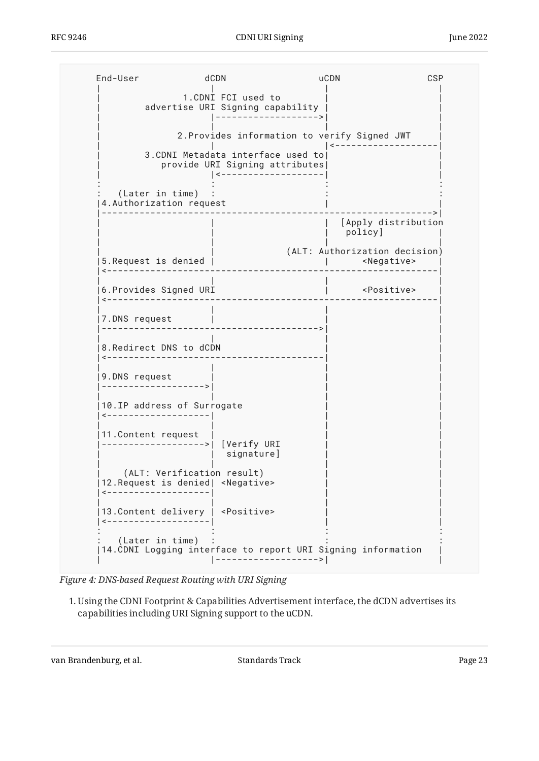```
End-User            dCDN                 uCDN                CSP
 |                   |                    |                    |
 |              1.CDNI FCI used to        |                    |
 |       advertise URI Signing capability |                    |
 |                   |------------------->|                    |
 |                   |                    |                    |
 |             2.Provides information to verify Signed JWT     |
 |                   |                    |<-------------------|
 |       3.CDNI Metadata interface used to|                    |
 |          provide URI Signing attributes|                    |
 |                   |<-------------------|                    |
 :                   :                    :                    :
 :   (Later in time)  :                    :                    :
 |4.Authorization request                 |                    |
 |------------------------------------------------------------>|
 |                   |                    |  [Apply distribution
 |                   |                    |   policy]          |
 |                   |                    |                    |
 |                   |              (ALT: Authorization decision)
 |5.Request is denied |                   |      <Negative>    |
 |<------------------------------------------------------------|
 |                   |                    |                    |
 |6.Provides Signed URI                   |      <Positive>    |
 |<------------------------------------------------------------|
 |                   |                    |                    |
 |7.DNS request      |                    |                    |
 |--------------------------------------->|                    |
 |                   |                    |                    |
 |8.Redirect DNS to dCDN                  |                    |
 |<---------------------------------------|                    |
 |                   |                    |                    |
 |9.DNS request      |                    |                    |
 |------------------>|                    |                    |
 |                   |                    |                    |
 |10.IP address of Surrogate              |                    |
 |<------------------|                    |                    |
 |                   |                    |                    |
 |11.Content request |                    |                    |
 |------------------>| [Verify URI        |                    |
 |                   |  signature]        |                    |
 |                   |                    |                    |
 |    (ALT: Verification result)          |                    |
 |12.Request is denied| <Negative>        |                    |
 |<------------------|                    |                    |
 |                   |                    |                    |
 |13.Content delivery | <Positive>        |                    |
 |<------------------|                    |                    |
 :                   :                    :                    :
 :   (Later in time)  :                    :                    :
 |14.CDNI Logging interface to report URI Signing information  |
 |                   |------------------->|                    |
```

*Figure 4: DNS-based Request Routing with URI Signing*

1. Using the CDNI Footprint & Capabilities Advertisement interface, the dCDN advertises its capabilities including URI Signing support to the uCDN.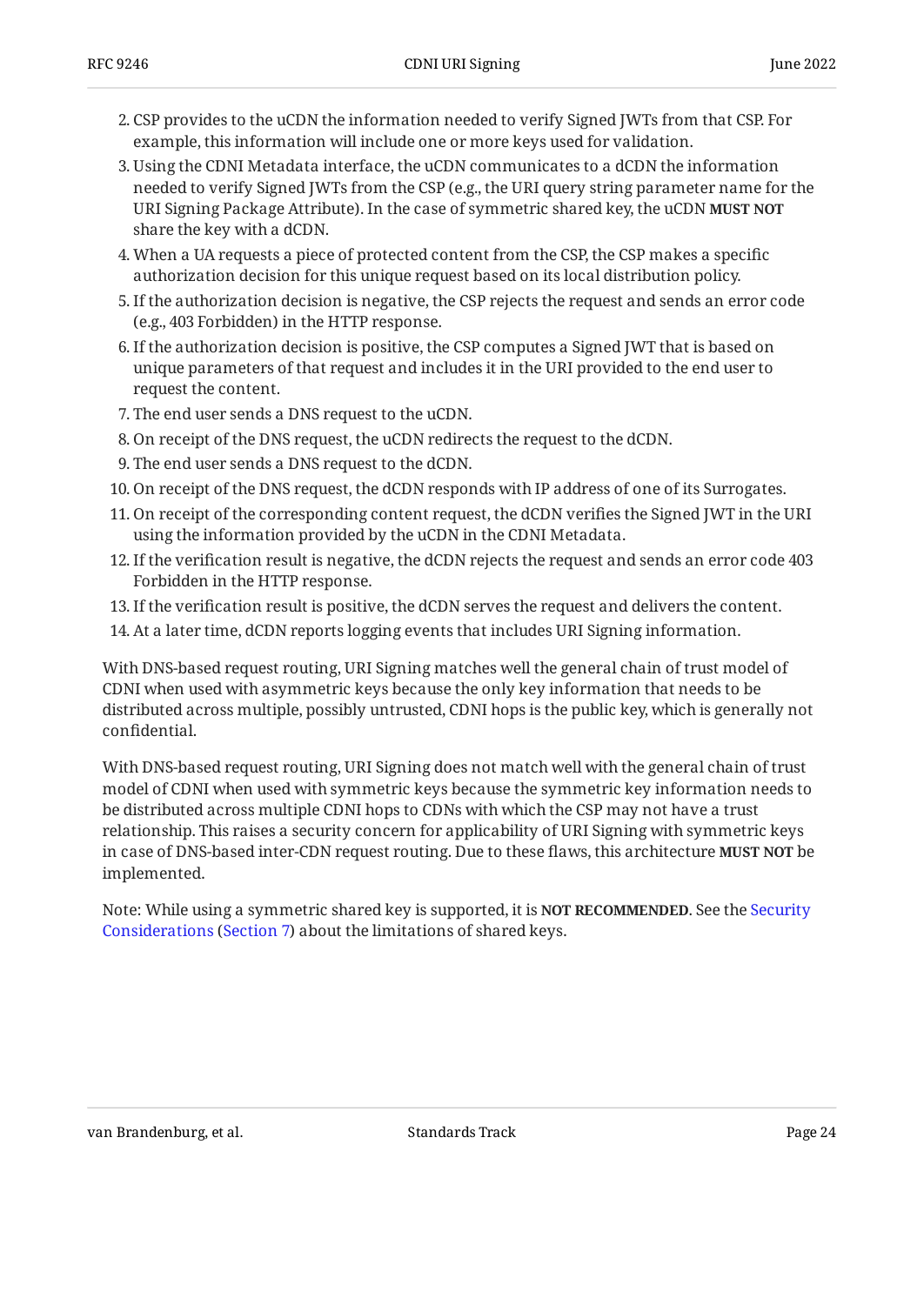2. CSP provides to the uCDN the information needed to verify Signed JWTs from that CSP. For example, this information will include one or more keys used for validation.
3. Using the CDNI Metadata interface, the uCDN communicates to a dCDN the information needed to verify Signed JWTs from the CSP (e.g., the URI query string parameter name for the URI Signing Package Attribute). In the case of symmetric shared key, the uCDN **MUST NOT** share the key with a dCDN.
4. When a UA requests a piece of protected content from the CSP, the CSP makes a specific authorization decision for this unique request based on its local distribution policy.
5. If the authorization decision is negative, the CSP rejects the request and sends an error code (e.g., 403 Forbidden) in the HTTP response.
6. If the authorization decision is positive, the CSP computes a Signed JWT that is based on unique parameters of that request and includes it in the URI provided to the end user to request the content.
7. The end user sends a DNS request to the uCDN.
8. On receipt of the DNS request, the uCDN redirects the request to the dCDN.
9. The end user sends a DNS request to the dCDN.
10. On receipt of the DNS request, the dCDN responds with IP address of one of its Surrogates.
11. On receipt of the corresponding content request, the dCDN verifies the Signed JWT in the URI using the information provided by the uCDN in the CDNI Metadata.
12. If the verification result is negative, the dCDN rejects the request and sends an error code 403 Forbidden in the HTTP response.
13. If the verification result is positive, the dCDN serves the request and delivers the content.
14. At a later time, dCDN reports logging events that includes URI Signing information.

With DNS-based request routing, URI Signing matches well the general chain of trust model of CDNI when used with asymmetric keys because the only key information that needs to be distributed across multiple, possibly untrusted, CDNI hops is the public key, which is generally not confidential.

With DNS-based request routing, URI Signing does not match well with the general chain of trust model of CDNI when used with symmetric keys because the symmetric key information needs to be distributed across multiple CDNI hops to CDNs with which the CSP may not have a trust relationship. This raises a security concern for applicability of URI Signing with symmetric keys in case of DNS-based inter-CDN request routing. Due to these flaws, this architecture **MUST NOT** be implemented.

Note: While using a symmetric shared key is supported, it is **NOT RECOMMENDED**. See the Security Considerations (Section 7) about the limitations of shared keys.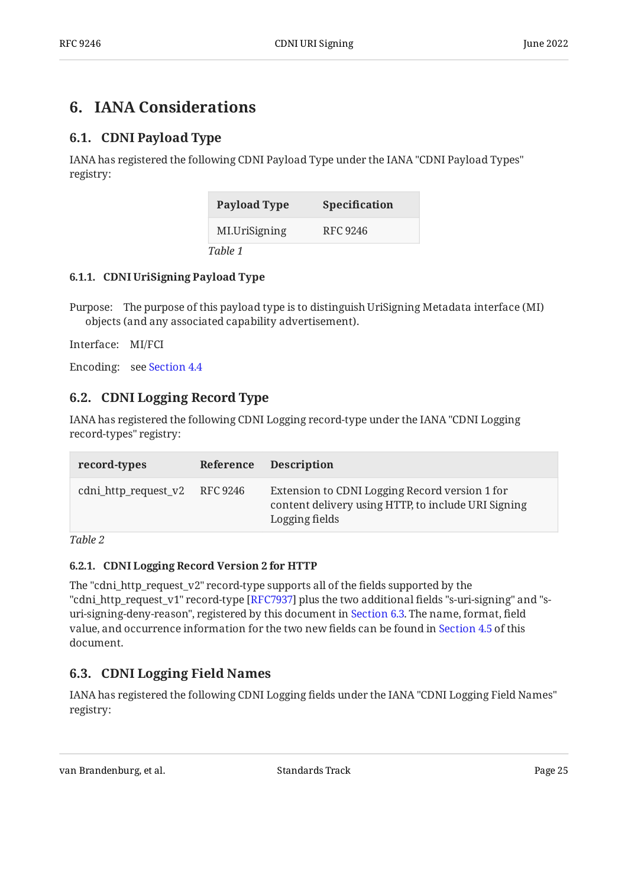# 6. IANA Considerations

## 6.1. CDNI Payload Type

IANA has registered the following CDNI Payload Type under the IANA "CDNI Payload Types" registry:

| Payload Type | Specification |
|---|---|
| MI.UriSigning | RFC 9246 |

*Table 1*

### 6.1.1. CDNI UriSigning Payload Type

Purpose: The purpose of this payload type is to distinguish UriSigning Metadata interface (MI) objects (and any associated capability advertisement).

Interface: MI/FCI

Encoding: see Section 4.4

## 6.2. CDNI Logging Record Type

IANA has registered the following CDNI Logging record-type under the IANA "CDNI Logging record-types" registry:

| record-types | Reference | Description |
|---|---|---|
| cdni_http_request_v2 | RFC 9246 | Extension to CDNI Logging Record version 1 for content delivery using HTTP, to include URI Signing Logging fields |

*Table 2*

### 6.2.1. CDNI Logging Record Version 2 for HTTP

The "cdni_http_request_v2" record-type supports all of the fields supported by the "cdni_http_request_v1" record-type [RFC7937] plus the two additional fields "s-uri-signing" and "s-uri-signing-deny-reason", registered by this document in Section 6.3. The name, format, field value, and occurrence information for the two new fields can be found in Section 4.5 of this document.

## 6.3. CDNI Logging Field Names

IANA has registered the following CDNI Logging fields under the IANA "CDNI Logging Field Names" registry: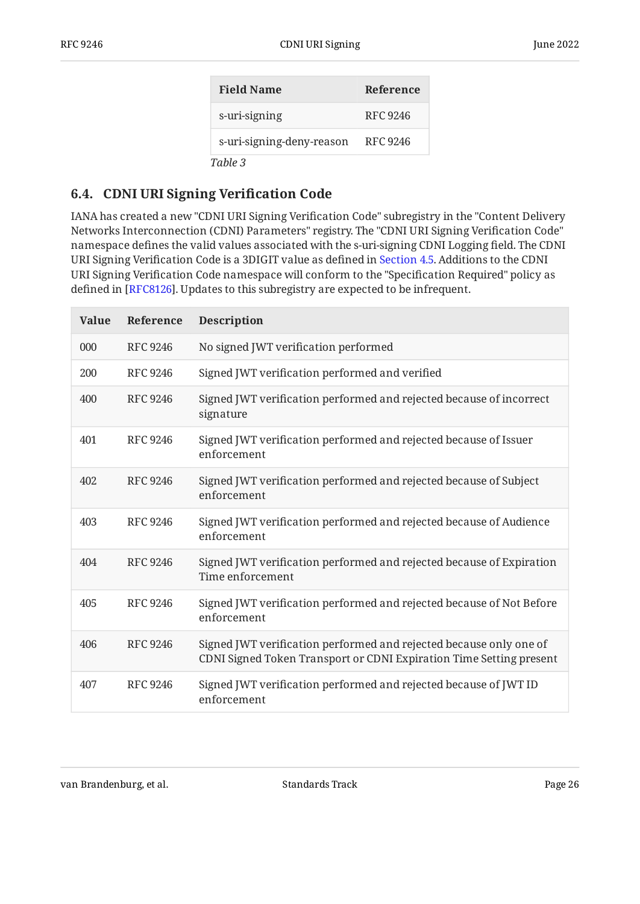| Field Name | Reference |
|---|---|
| s-uri-signing | RFC 9246 |
| s-uri-signing-deny-reason | RFC 9246 |

*Table 3*

### 6.4. CDNI URI Signing Verification Code

IANA has created a new "CDNI URI Signing Verification Code" subregistry in the "Content Delivery Networks Interconnection (CDNI) Parameters" registry. The "CDNI URI Signing Verification Code" namespace defines the valid values associated with the s-uri-signing CDNI Logging field. The CDNI URI Signing Verification Code is a 3DIGIT value as defined in Section 4.5. Additions to the CDNI URI Signing Verification Code namespace will conform to the "Specification Required" policy as defined in [RFC8126]. Updates to this subregistry are expected to be infrequent.

| Value | Reference | Description |
|---|---|---|
| 000 | RFC 9246 | No signed JWT verification performed |
| 200 | RFC 9246 | Signed JWT verification performed and verified |
| 400 | RFC 9246 | Signed JWT verification performed and rejected because of incorrect signature |
| 401 | RFC 9246 | Signed JWT verification performed and rejected because of Issuer enforcement |
| 402 | RFC 9246 | Signed JWT verification performed and rejected because of Subject enforcement |
| 403 | RFC 9246 | Signed JWT verification performed and rejected because of Audience enforcement |
| 404 | RFC 9246 | Signed JWT verification performed and rejected because of Expiration Time enforcement |
| 405 | RFC 9246 | Signed JWT verification performed and rejected because of Not Before enforcement |
| 406 | RFC 9246 | Signed JWT verification performed and rejected because only one of CDNI Signed Token Transport or CDNI Expiration Time Setting present |
| 407 | RFC 9246 | Signed JWT verification performed and rejected because of JWT ID enforcement |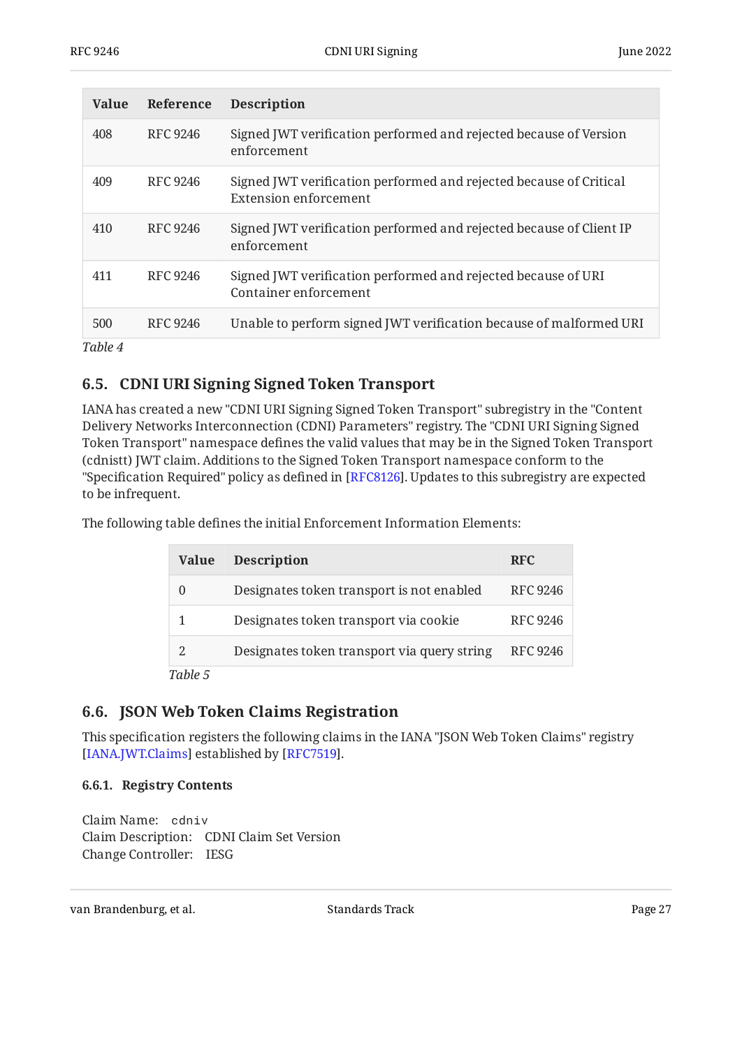| Value | Reference | Description |
| --- | --- | --- |
| 408 | RFC 9246 | Signed JWT verification performed and rejected because of Version enforcement |
| 409 | RFC 9246 | Signed JWT verification performed and rejected because of Critical Extension enforcement |
| 410 | RFC 9246 | Signed JWT verification performed and rejected because of Client IP enforcement |
| 411 | RFC 9246 | Signed JWT verification performed and rejected because of URI Container enforcement |
| 500 | RFC 9246 | Unable to perform signed JWT verification because of malformed URI |

*Table 4*

## 6.5. CDNI URI Signing Signed Token Transport

IANA has created a new "CDNI URI Signing Signed Token Transport" subregistry in the "Content Delivery Networks Interconnection (CDNI) Parameters" registry. The "CDNI URI Signing Signed Token Transport" namespace defines the valid values that may be in the Signed Token Transport (cdnistt) JWT claim. Additions to the Signed Token Transport namespace conform to the "Specification Required" policy as defined in [RFC8126]. Updates to this subregistry are expected to be infrequent.

The following table defines the initial Enforcement Information Elements:

| Value | Description | RFC |
| --- | --- | --- |
| 0 | Designates token transport is not enabled | RFC 9246 |
| 1 | Designates token transport via cookie | RFC 9246 |
| 2 | Designates token transport via query string | RFC 9246 |

*Table 5*

## 6.6. JSON Web Token Claims Registration

This specification registers the following claims in the IANA "JSON Web Token Claims" registry [IANA.JWT.Claims] established by [RFC7519].

### 6.6.1. Registry Contents

Claim Name: `cdniv`
Claim Description: CDNI Claim Set Version
Change Controller: IESG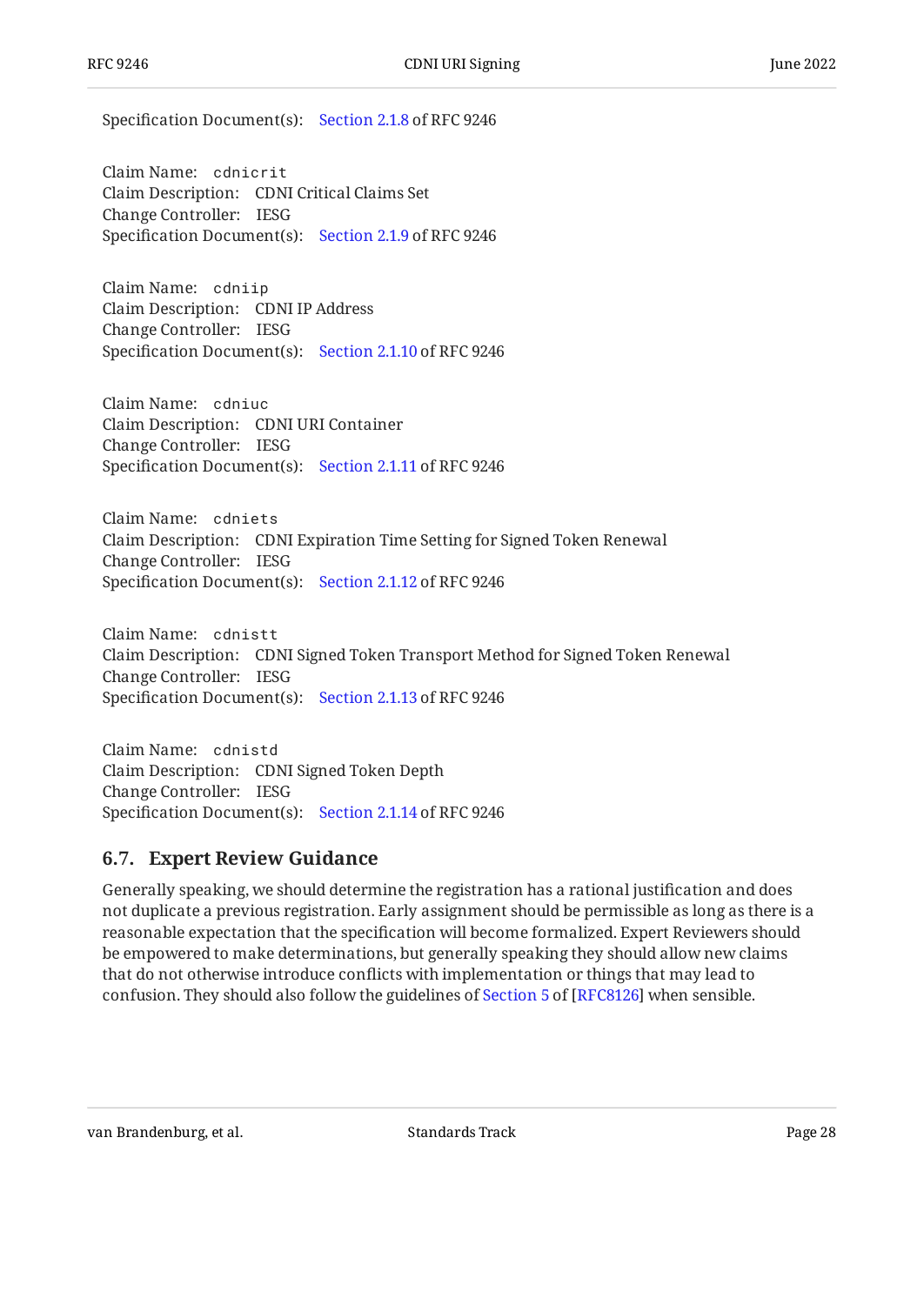Specification Document(s): Section 2.1.8 of RFC 9246

Claim Name: `cdnicrit`
Claim Description: CDNI Critical Claims Set
Change Controller: IESG
Specification Document(s): Section 2.1.9 of RFC 9246

Claim Name: `cdniip`
Claim Description: CDNI IP Address
Change Controller: IESG
Specification Document(s): Section 2.1.10 of RFC 9246

Claim Name: `cdniuc`
Claim Description: CDNI URI Container
Change Controller: IESG
Specification Document(s): Section 2.1.11 of RFC 9246

Claim Name: `cdniets`
Claim Description: CDNI Expiration Time Setting for Signed Token Renewal
Change Controller: IESG
Specification Document(s): Section 2.1.12 of RFC 9246

Claim Name: `cdnistt`
Claim Description: CDNI Signed Token Transport Method for Signed Token Renewal
Change Controller: IESG
Specification Document(s): Section 2.1.13 of RFC 9246

Claim Name: `cdnistd`
Claim Description: CDNI Signed Token Depth
Change Controller: IESG
Specification Document(s): Section 2.1.14 of RFC 9246

### 6.7. Expert Review Guidance

Generally speaking, we should determine the registration has a rational justification and does not duplicate a previous registration. Early assignment should be permissible as long as there is a reasonable expectation that the specification will become formalized. Expert Reviewers should be empowered to make determinations, but generally speaking they should allow new claims that do not otherwise introduce conflicts with implementation or things that may lead to confusion. They should also follow the guidelines of Section 5 of [RFC8126] when sensible.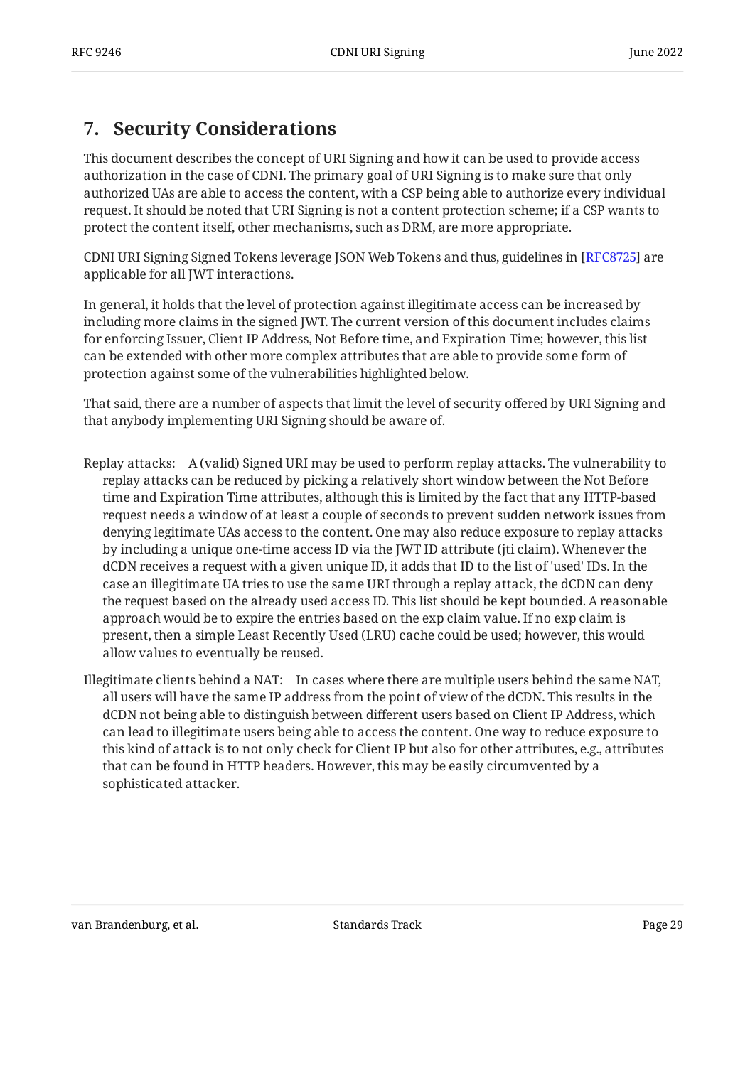## 7. Security Considerations

This document describes the concept of URI Signing and how it can be used to provide access authorization in the case of CDNI. The primary goal of URI Signing is to make sure that only authorized UAs are able to access the content, with a CSP being able to authorize every individual request. It should be noted that URI Signing is not a content protection scheme; if a CSP wants to protect the content itself, other mechanisms, such as DRM, are more appropriate.

CDNI URI Signing Signed Tokens leverage JSON Web Tokens and thus, guidelines in [RFC8725] are applicable for all JWT interactions.

In general, it holds that the level of protection against illegitimate access can be increased by including more claims in the signed JWT. The current version of this document includes claims for enforcing Issuer, Client IP Address, Not Before time, and Expiration Time; however, this list can be extended with other more complex attributes that are able to provide some form of protection against some of the vulnerabilities highlighted below.

That said, there are a number of aspects that limit the level of security offered by URI Signing and that anybody implementing URI Signing should be aware of.

Replay attacks: A (valid) Signed URI may be used to perform replay attacks. The vulnerability to replay attacks can be reduced by picking a relatively short window between the Not Before time and Expiration Time attributes, although this is limited by the fact that any HTTP-based request needs a window of at least a couple of seconds to prevent sudden network issues from denying legitimate UAs access to the content. One may also reduce exposure to replay attacks by including a unique one-time access ID via the JWT ID attribute (jti claim). Whenever the dCDN receives a request with a given unique ID, it adds that ID to the list of 'used' IDs. In the case an illegitimate UA tries to use the same URI through a replay attack, the dCDN can deny the request based on the already used access ID. This list should be kept bounded. A reasonable approach would be to expire the entries based on the exp claim value. If no exp claim is present, then a simple Least Recently Used (LRU) cache could be used; however, this would allow values to eventually be reused.

Illegitimate clients behind a NAT: In cases where there are multiple users behind the same NAT, all users will have the same IP address from the point of view of the dCDN. This results in the dCDN not being able to distinguish between different users based on Client IP Address, which can lead to illegitimate users being able to access the content. One way to reduce exposure to this kind of attack is to not only check for Client IP but also for other attributes, e.g., attributes that can be found in HTTP headers. However, this may be easily circumvented by a sophisticated attacker.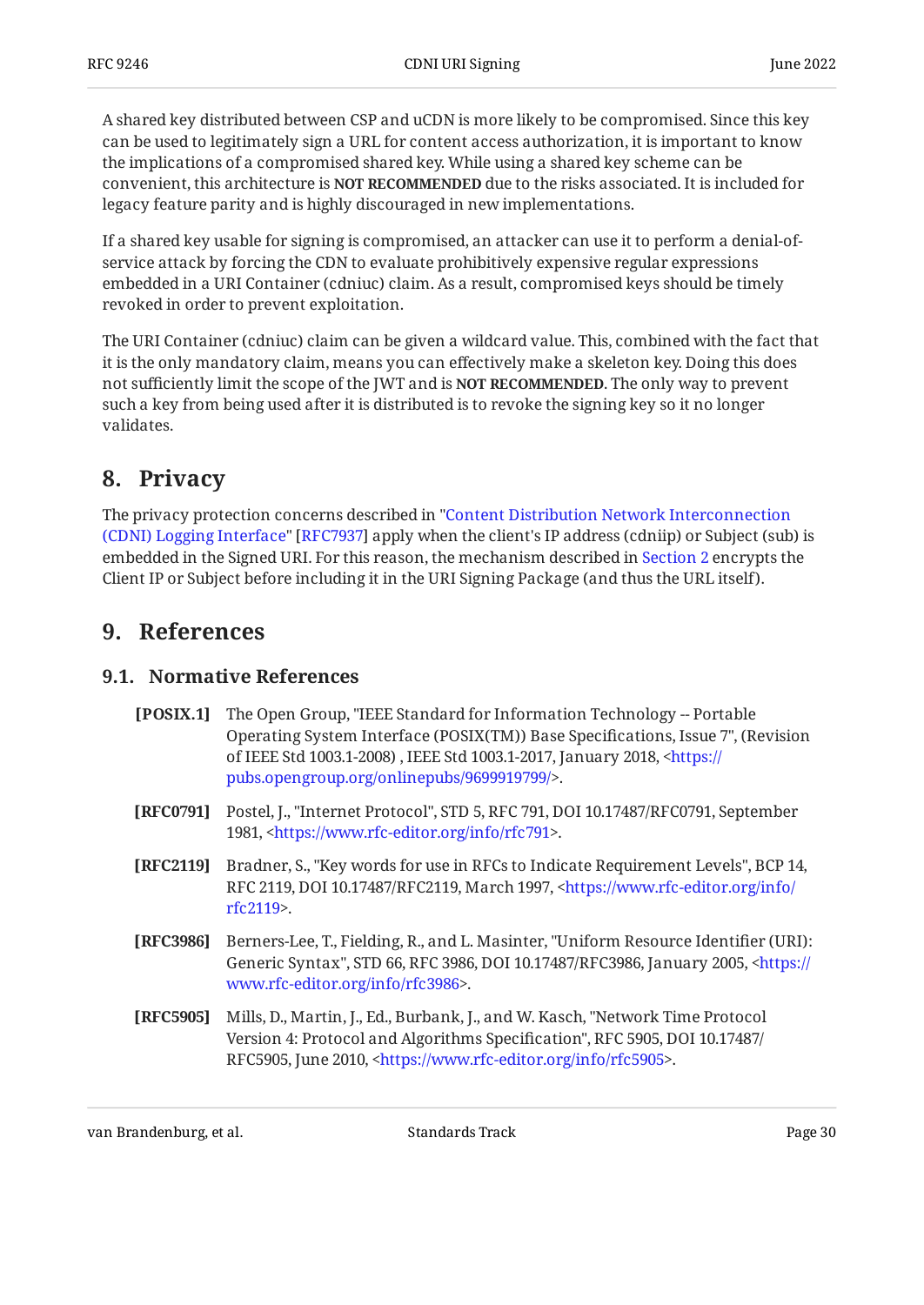A shared key distributed between CSP and uCDN is more likely to be compromised. Since this key can be used to legitimately sign a URL for content access authorization, it is important to know the implications of a compromised shared key. While using a shared key scheme can be convenient, this architecture is **NOT RECOMMENDED** due to the risks associated. It is included for legacy feature parity and is highly discouraged in new implementations.

If a shared key usable for signing is compromised, an attacker can use it to perform a denial-of-service attack by forcing the CDN to evaluate prohibitively expensive regular expressions embedded in a URI Container (cdniuc) claim. As a result, compromised keys should be timely revoked in order to prevent exploitation.

The URI Container (cdniuc) claim can be given a wildcard value. This, combined with the fact that it is the only mandatory claim, means you can effectively make a skeleton key. Doing this does not sufficiently limit the scope of the JWT and is **NOT RECOMMENDED**. The only way to prevent such a key from being used after it is distributed is to revoke the signing key so it no longer validates.

## 8. Privacy

The privacy protection concerns described in "Content Distribution Network Interconnection (CDNI) Logging Interface" [RFC7937] apply when the client's IP address (cdniip) or Subject (sub) is embedded in the Signed URI. For this reason, the mechanism described in Section 2 encrypts the Client IP or Subject before including it in the URI Signing Package (and thus the URL itself).

## 9. References

### 9.1. Normative References

**[POSIX.1]** The Open Group, "IEEE Standard for Information Technology -- Portable Operating System Interface (POSIX(TM)) Base Specifications, Issue 7", (Revision of IEEE Std 1003.1-2008) , IEEE Std 1003.1-2017, January 2018, <https://pubs.opengroup.org/onlinepubs/9699919799/>.

**[RFC0791]** Postel, J., "Internet Protocol", STD 5, RFC 791, DOI 10.17487/RFC0791, September 1981, <https://www.rfc-editor.org/info/rfc791>.

**[RFC2119]** Bradner, S., "Key words for use in RFCs to Indicate Requirement Levels", BCP 14, RFC 2119, DOI 10.17487/RFC2119, March 1997, <https://www.rfc-editor.org/info/rfc2119>.

**[RFC3986]** Berners-Lee, T., Fielding, R., and L. Masinter, "Uniform Resource Identifier (URI): Generic Syntax", STD 66, RFC 3986, DOI 10.17487/RFC3986, January 2005, <https://www.rfc-editor.org/info/rfc3986>.

**[RFC5905]** Mills, D., Martin, J., Ed., Burbank, J., and W. Kasch, "Network Time Protocol Version 4: Protocol and Algorithms Specification", RFC 5905, DOI 10.17487/RFC5905, June 2010, <https://www.rfc-editor.org/info/rfc5905>.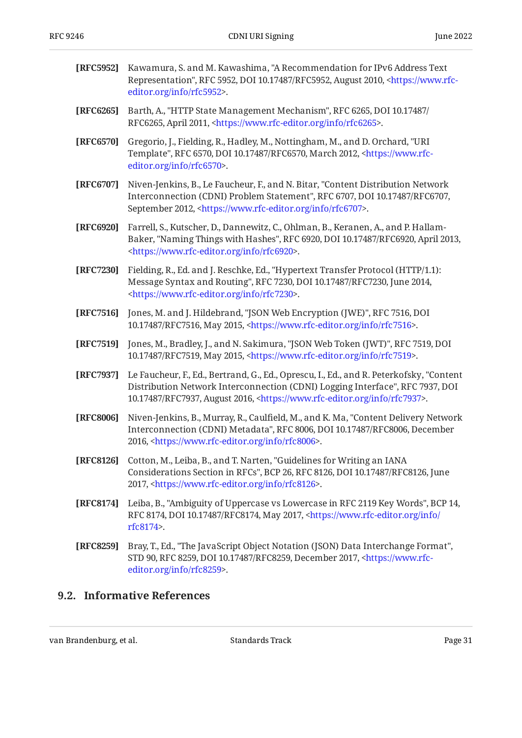**[RFC5952]** Kawamura, S. and M. Kawashima, "A Recommendation for IPv6 Address Text Representation", RFC 5952, DOI 10.17487/RFC5952, August 2010, <https://www.rfc-editor.org/info/rfc5952>.

**[RFC6265]** Barth, A., "HTTP State Management Mechanism", RFC 6265, DOI 10.17487/RFC6265, April 2011, <https://www.rfc-editor.org/info/rfc6265>.

**[RFC6570]** Gregorio, J., Fielding, R., Hadley, M., Nottingham, M., and D. Orchard, "URI Template", RFC 6570, DOI 10.17487/RFC6570, March 2012, <https://www.rfc-editor.org/info/rfc6570>.

**[RFC6707]** Niven-Jenkins, B., Le Faucheur, F., and N. Bitar, "Content Distribution Network Interconnection (CDNI) Problem Statement", RFC 6707, DOI 10.17487/RFC6707, September 2012, <https://www.rfc-editor.org/info/rfc6707>.

**[RFC6920]** Farrell, S., Kutscher, D., Dannewitz, C., Ohlman, B., Keranen, A., and P. Hallam-Baker, "Naming Things with Hashes", RFC 6920, DOI 10.17487/RFC6920, April 2013, <https://www.rfc-editor.org/info/rfc6920>.

**[RFC7230]** Fielding, R., Ed. and J. Reschke, Ed., "Hypertext Transfer Protocol (HTTP/1.1): Message Syntax and Routing", RFC 7230, DOI 10.17487/RFC7230, June 2014, <https://www.rfc-editor.org/info/rfc7230>.

**[RFC7516]** Jones, M. and J. Hildebrand, "JSON Web Encryption (JWE)", RFC 7516, DOI 10.17487/RFC7516, May 2015, <https://www.rfc-editor.org/info/rfc7516>.

**[RFC7519]** Jones, M., Bradley, J., and N. Sakimura, "JSON Web Token (JWT)", RFC 7519, DOI 10.17487/RFC7519, May 2015, <https://www.rfc-editor.org/info/rfc7519>.

**[RFC7937]** Le Faucheur, F., Ed., Bertrand, G., Ed., Oprescu, I., Ed., and R. Peterkofsky, "Content Distribution Network Interconnection (CDNI) Logging Interface", RFC 7937, DOI 10.17487/RFC7937, August 2016, <https://www.rfc-editor.org/info/rfc7937>.

**[RFC8006]** Niven-Jenkins, B., Murray, R., Caulfield, M., and K. Ma, "Content Delivery Network Interconnection (CDNI) Metadata", RFC 8006, DOI 10.17487/RFC8006, December 2016, <https://www.rfc-editor.org/info/rfc8006>.

**[RFC8126]** Cotton, M., Leiba, B., and T. Narten, "Guidelines for Writing an IANA Considerations Section in RFCs", BCP 26, RFC 8126, DOI 10.17487/RFC8126, June 2017, <https://www.rfc-editor.org/info/rfc8126>.

**[RFC8174]** Leiba, B., "Ambiguity of Uppercase vs Lowercase in RFC 2119 Key Words", BCP 14, RFC 8174, DOI 10.17487/RFC8174, May 2017, <https://www.rfc-editor.org/info/rfc8174>.

**[RFC8259]** Bray, T., Ed., "The JavaScript Object Notation (JSON) Data Interchange Format", STD 90, RFC 8259, DOI 10.17487/RFC8259, December 2017, <https://www.rfc-editor.org/info/rfc8259>.

## 9.2. Informative References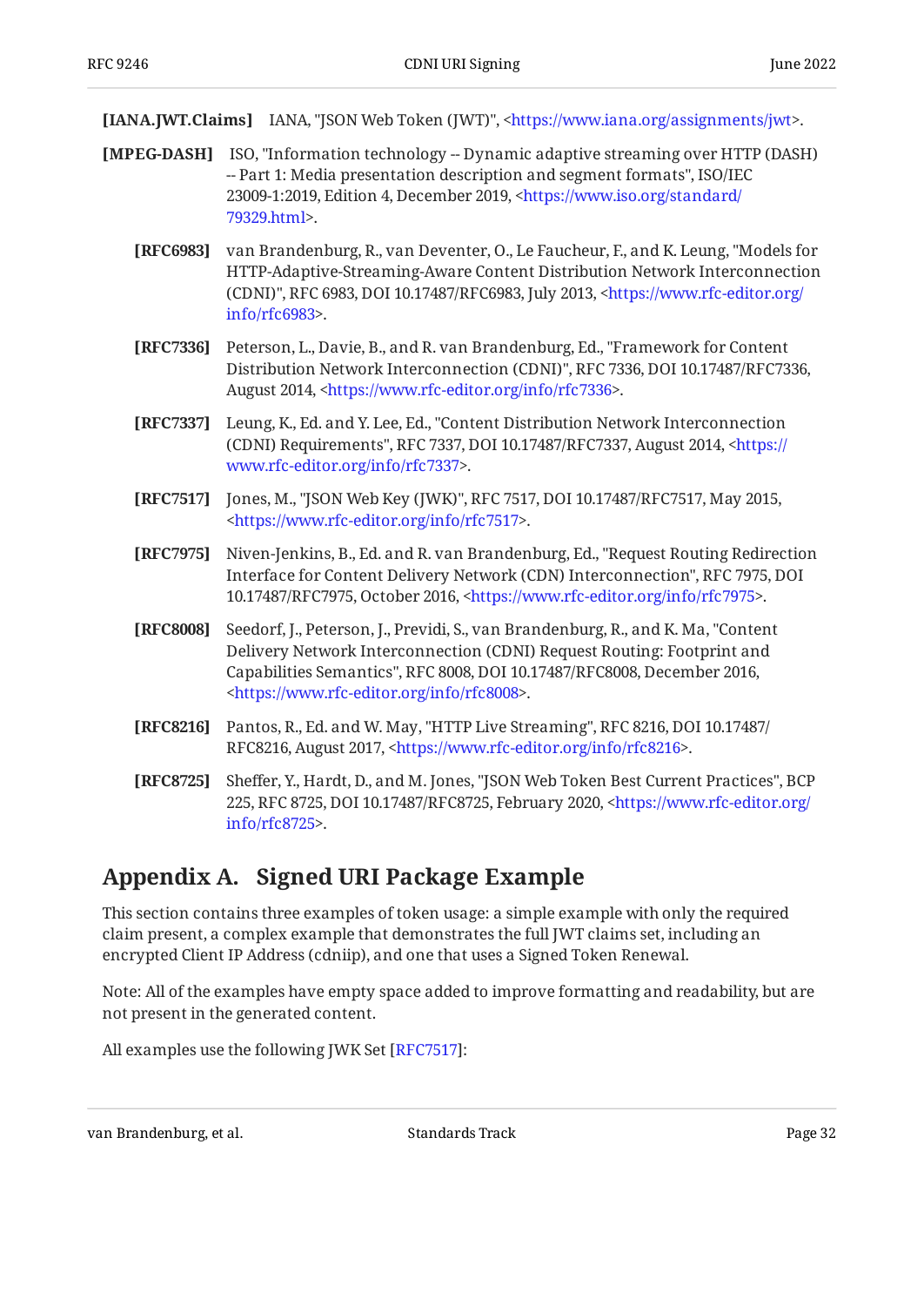**[IANA.JWT.Claims]** IANA, "JSON Web Token (JWT)", <https://www.iana.org/assignments/jwt>.

**[MPEG-DASH]** ISO, "Information technology -- Dynamic adaptive streaming over HTTP (DASH) -- Part 1: Media presentation description and segment formats", ISO/IEC 23009-1:2019, Edition 4, December 2019, <https://www.iso.org/standard/79329.html>.

**[RFC6983]** van Brandenburg, R., van Deventer, O., Le Faucheur, F., and K. Leung, "Models for HTTP-Adaptive-Streaming-Aware Content Distribution Network Interconnection (CDNI)", RFC 6983, DOI 10.17487/RFC6983, July 2013, <https://www.rfc-editor.org/info/rfc6983>.

**[RFC7336]** Peterson, L., Davie, B., and R. van Brandenburg, Ed., "Framework for Content Distribution Network Interconnection (CDNI)", RFC 7336, DOI 10.17487/RFC7336, August 2014, <https://www.rfc-editor.org/info/rfc7336>.

**[RFC7337]** Leung, K., Ed. and Y. Lee, Ed., "Content Distribution Network Interconnection (CDNI) Requirements", RFC 7337, DOI 10.17487/RFC7337, August 2014, <https://www.rfc-editor.org/info/rfc7337>.

**[RFC7517]** Jones, M., "JSON Web Key (JWK)", RFC 7517, DOI 10.17487/RFC7517, May 2015, <https://www.rfc-editor.org/info/rfc7517>.

**[RFC7975]** Niven-Jenkins, B., Ed. and R. van Brandenburg, Ed., "Request Routing Redirection Interface for Content Delivery Network (CDN) Interconnection", RFC 7975, DOI 10.17487/RFC7975, October 2016, <https://www.rfc-editor.org/info/rfc7975>.

**[RFC8008]** Seedorf, J., Peterson, J., Previdi, S., van Brandenburg, R., and K. Ma, "Content Delivery Network Interconnection (CDNI) Request Routing: Footprint and Capabilities Semantics", RFC 8008, DOI 10.17487/RFC8008, December 2016, <https://www.rfc-editor.org/info/rfc8008>.

**[RFC8216]** Pantos, R., Ed. and W. May, "HTTP Live Streaming", RFC 8216, DOI 10.17487/RFC8216, August 2017, <https://www.rfc-editor.org/info/rfc8216>.

**[RFC8725]** Sheffer, Y., Hardt, D., and M. Jones, "JSON Web Token Best Current Practices", BCP 225, RFC 8725, DOI 10.17487/RFC8725, February 2020, <https://www.rfc-editor.org/info/rfc8725>.

## Appendix A. Signed URI Package Example

This section contains three examples of token usage: a simple example with only the required claim present, a complex example that demonstrates the full JWT claims set, including an encrypted Client IP Address (cdniip), and one that uses a Signed Token Renewal.

Note: All of the examples have empty space added to improve formatting and readability, but are not present in the generated content.

All examples use the following JWK Set [RFC7517]: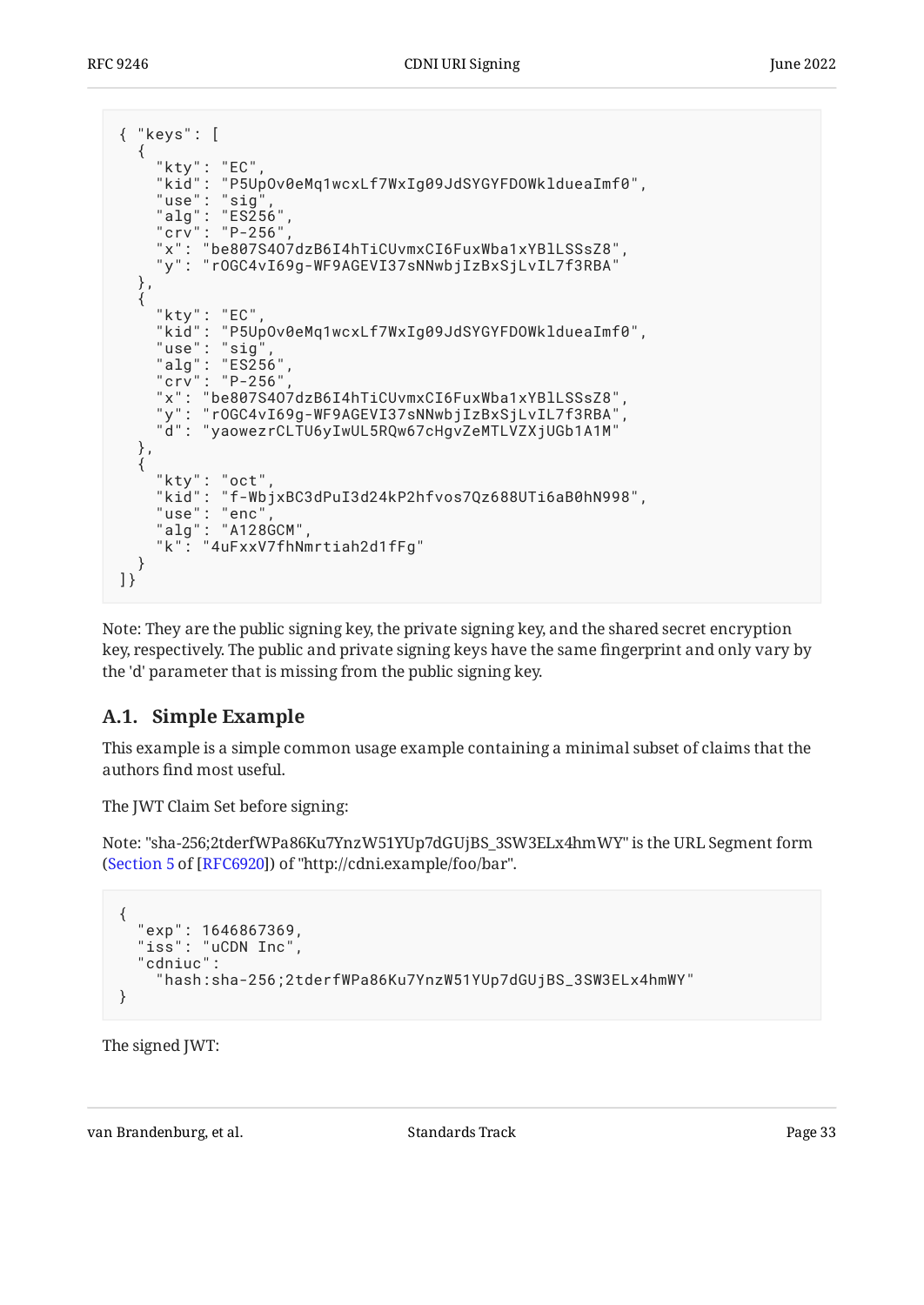```
{ "keys": [
  {
    "kty": "EC",
    "kid": "P5UpOv0eMq1wcxLf7WxIg09JdSYGYFDOWkldueaImf0",
    "use": "sig",
    "alg": "ES256",
    "crv": "P-256",
    "x": "be807S4O7dzB6I4hTiCUvmxCI6FuxWba1xYBlLSSsZ8",
    "y": "rOGC4vI69g-WF9AGEVI37sNNwbjIzBxSjLvIL7f3RBA"
  },
  {
    "kty": "EC",
    "kid": "P5UpOv0eMq1wcxLf7WxIg09JdSYGYFDOWkldueaImf0",
    "use": "sig",
    "alg": "ES256",
    "crv": "P-256",
    "x": "be807S4O7dzB6I4hTiCUvmxCI6FuxWba1xYBlLSSsZ8",
    "y": "rOGC4vI69g-WF9AGEVI37sNNwbjIzBxSjLvIL7f3RBA",
    "d": "yaowezrCLTU6yIwUL5RQw67cHgvZeMTLVZXjUGb1A1M"
  },
  {
    "kty": "oct",
    "kid": "f-WbjxBC3dPuI3d24kP2hfvos7Qz688UTi6aB0hN998",
    "use": "enc",
    "alg": "A128GCM",
    "k": "4uFxxV7fhNmrtiah2d1fFg"
  }
]}
```

Note: They are the public signing key, the private signing key, and the shared secret encryption key, respectively. The public and private signing keys have the same fingerprint and only vary by the 'd' parameter that is missing from the public signing key.

## A.1. Simple Example

This example is a simple common usage example containing a minimal subset of claims that the authors find most useful.

The JWT Claim Set before signing:

Note: "sha-256;2tderfWPa86Ku7YnzW51YUp7dGUjBS_3SW3ELx4hmWY" is the URL Segment form (Section 5 of [RFC6920]) of "http://cdni.example/foo/bar".

```
{
  "exp": 1646867369,
  "iss": "uCDN Inc",
  "cdniuc":
    "hash:sha-256;2tderfWPa86Ku7YnzW51YUp7dGUjBS_3SW3ELx4hmWY"
}
```

The signed JWT: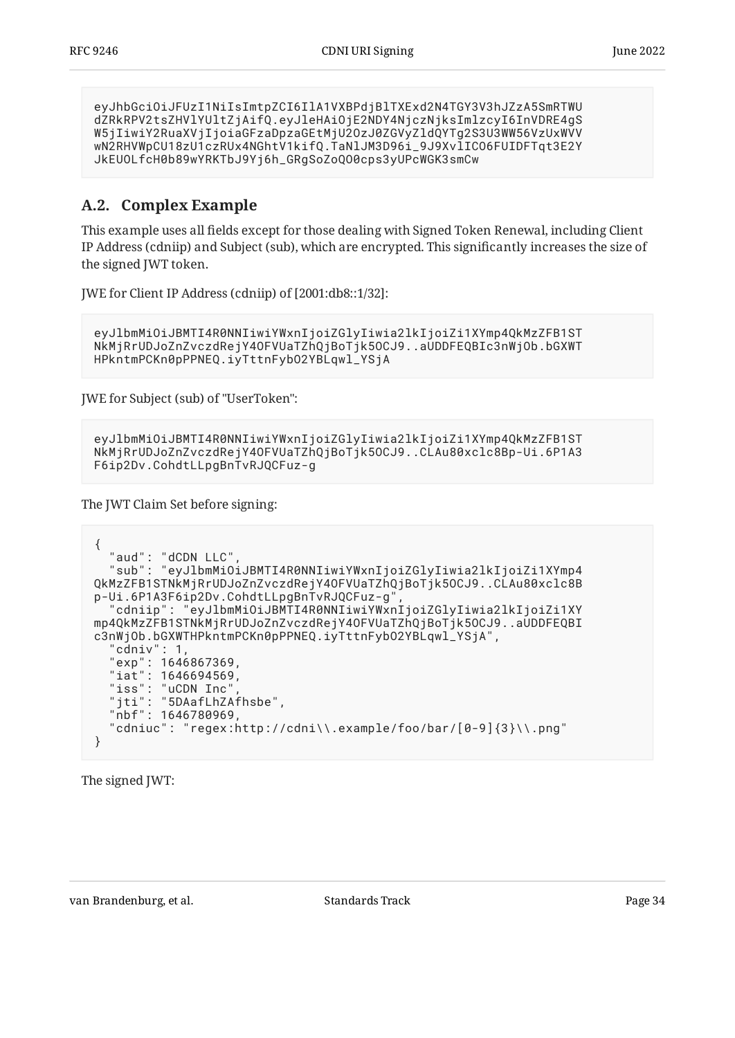```
eyJhbGciOiJFUzI1NiIsImtpZCI6IlA1VXBPdjBlTXExd2N4TGY3V3hJZzA5SmRTWU
dZRkRPV2tsZHVlYUltZjAifQ.eyJleHAiOjE2NDY4NjczNjksImlzcyI6InVDRE4gS
W5jIiwiY2RuaXVjIjoiaGFzaDpzaGEtMjU2OzJ0ZGVyZldQYTg2S3U3WW56VzUxWVV
wN2RHVWpCU18zU1czRUx4NGhtV1kifQ.TaNlJM3D96i_9J9XvlICO6FUIDFTqt3E2Y
JkEUOLfcH0b89wYRKTbJ9Yj6h_GRgSoZoQO0cps3yUPcWGK3smCw
```

## A.2. Complex Example

This example uses all fields except for those dealing with Signed Token Renewal, including Client IP Address (cdniip) and Subject (sub), which are encrypted. This significantly increases the size of the signed JWT token.

JWE for Client IP Address (cdniip) of [2001:db8::1/32]:

```
eyJlbmMiOiJBMTI4R0NNIiwiYWxnIjoiZGlyIiwia2lkIjoiZi1XYmp4QkMzZFB1ST
NkMjRrUDJoZnZvczdRejY4OFVUaTZhQjBoTjk5OCJ9..aUDDFEQBIc3nWjOb.bGXWT
HPkntmPCKn0pPPNEQ.iyTttnFybO2YBLqwl_YSjA
```

JWE for Subject (sub) of "UserToken":

```
eyJlbmMiOiJBMTI4R0NNIiwiYWxnIjoiZGlyIiwia2lkIjoiZi1XYmp4QkMzZFB1ST
NkMjRrUDJoZnZvczdRejY4OFVUaTZhQjBoTjk5OCJ9..CLAu80xclc8Bp-Ui.6P1A3
F6ip2Dv.CohdtLLpgBnTvRJQCFuz-g
```

The JWT Claim Set before signing:

```
{
  "aud": "dCDN LLC",
  "sub": "eyJlbmMiOiJBMTI4R0NNIiwiYWxnIjoiZGlyIiwia2lkIjoiZi1XYmp4
QkMzZFB1STNkMjRrUDJoZnZvczdRejY4OFVUaTZhQjBoTjk5OCJ9..CLAu80xclc8B
p-Ui.6P1A3F6ip2Dv.CohdtLLpgBnTvRJQCFuz-g",
  "cdniip": "eyJlbmMiOiJBMTI4R0NNIiwiYWxnIjoiZGlyIiwia2lkIjoiZi1XY
mp4QkMzZFB1STNkMjRrUDJoZnZvczdRejY4OFVUaTZhQjBoTjk5OCJ9..aUDDFEQBI
c3nWjOb.bGXWTHPkntmPCKn0pPPNEQ.iyTttnFybO2YBLqwl_YSjA",
  "cdniv": 1,
  "exp": 1646867369,
  "iat": 1646694569,
  "iss": "uCDN Inc",
  "jti": "5DAafLhZAfhsbe",
  "nbf": 1646780969,
  "cdniuc": "regex:http://cdni\\.example/foo/bar/[0-9]{3}\\.png"
}
```

The signed JWT: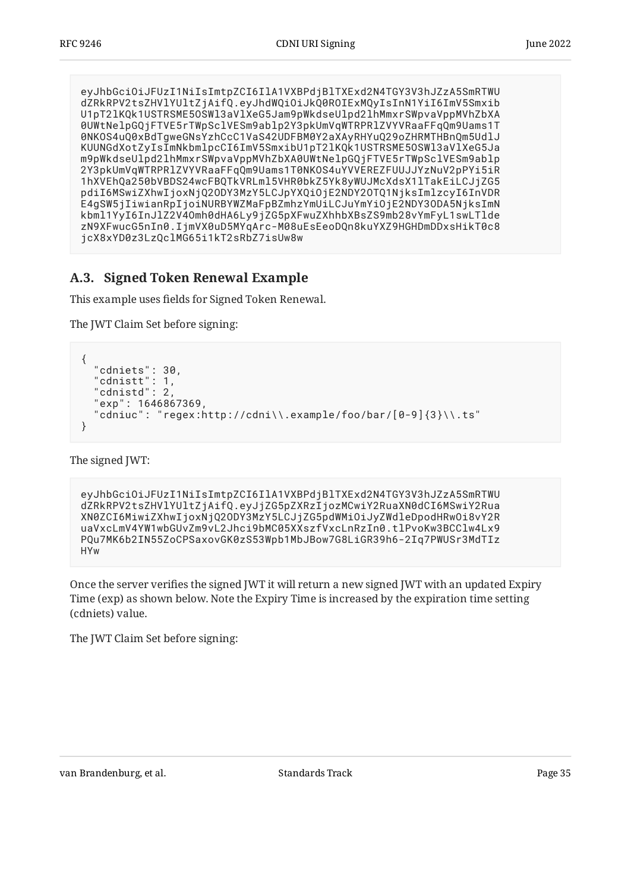```
eyJhbGciOiJFUzI1NiIsImtpZCI6IlA1VXBPdjBlTXExd2N4TGY3V3hJZzA5SmRTWU
dZRkRPV2tsZHVlYUltZjAifQ.eyJhdWQiOiJkQ0ROIExMQyIsInN1YiI6ImV5Smxib
U1pT2lKQk1USTRSME5OSWl3aVlXeG5Jam9pWkdseUlpd2lhMmxrSWpvaVppMVhZbXA
0UWtNelpGQjFTVE5rTWpSclVESm9ablp2Y3pkUmVqWTRPRlZVYVRaaFFqQm9Uams1T
0NKOS4uQ0xBdTgweGNsYzhCcC1VaS42UDFBM0Y2aXAyRHYuQ29oZHRMTHBnQm5UdlJ
KUUNGdXotZyIsImNkbmlpcCI6ImV5SmxibU1pT2lKQk1USTRSME5OSWl3aVlXeG5Ja
m9pWkdseUlpd2lhMmxrSWpvaVppMVhZbXA0UWtNelpGQjFTVE5rTWpSclVESm9ablp
2Y3pkUmVqWTRPRlZVYVRaaFFqQm9Uams1T0NKOS4uYVVEREZFUUJJYzNuV2pPYi5iR
1hXVEhQa250bVBDS24wcFBQTkVRLml5VHR0bkZ5Yk8yWUJMcXdsX1lTakEiLCJjZG5
pdiI6MSwiZXhwIjoxNjQ2ODY3MzY5LCJpYXQiOjE2NDY2OTQ1NjksImlzcyI6InVDR
E4gSW5jIiwianRpIjoiNURBYWZMaFpBZmhzYmUiLCJuYmYiOjE2NDY3ODA5NjksImN
kbml1YyI6InJlZ2V4Omh0dHA6Ly9jZG5pXFwuZXhhbXBsZS9mb28vYmFyL1swLTlde
zN9XFwucG5nIn0.IjmVX0uD5MYqArc-M08uEsEeoDQn8kuYXZ9HGHDmDDxsHikT0c8
jcX8xYD0z3LzQclMG65i1kT2sRbZ7isUw8w
```

### A.3. Signed Token Renewal Example

This example uses fields for Signed Token Renewal.

The JWT Claim Set before signing:

```
{
  "cdniets": 30,
  "cdnistt": 1,
  "cdnistd": 2,
  "exp": 1646867369,
  "cdniuc": "regex:http://cdni\\.example/foo/bar/[0-9]{3}\\.ts"
}
```

The signed JWT:

```
eyJhbGciOiJFUzI1NiIsImtpZCI6IlA1VXBPdjBlTXExd2N4TGY3V3hJZzA5SmRTWU
dZRkRPV2tsZHVlYUltZjAifQ.eyJjZG5pZXRzIjozMCwiY2RuaXN0dCI6MSwiY2Rua
XN0ZCI6MiwiZXhwIjoxNjQ2ODY3MzY5LCJjZG5pdWMiOiJyZWdleDpodHRwOi8vY2R
uaVxcLmV4YW1wbGUvZm9vL2Jhci9bMC05XXszfVxcLnRzIn0.tlPvoKw3BCClw4Lx9
PQu7MK6b2IN55ZoCPSaxovGK0zS53Wpb1MbJBow7G8LiGR39h6-2Iq7PWUSr3MdTIz
HYw
```

Once the server verifies the signed JWT it will return a new signed JWT with an updated Expiry Time (exp) as shown below. Note the Expiry Time is increased by the expiration time setting (cdniets) value.

The JWT Claim Set before signing: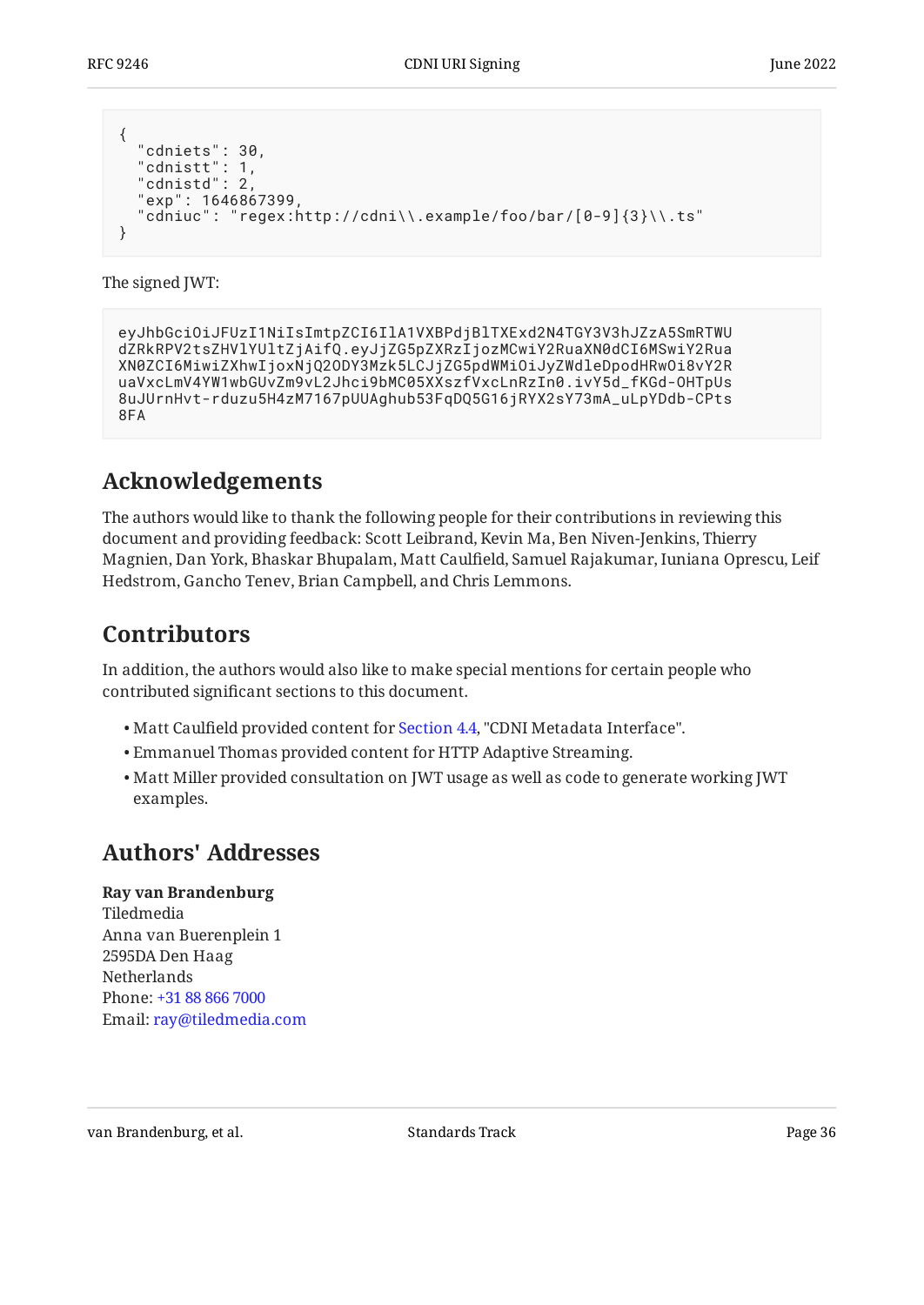```
{
  "cdniets": 30,
  "cdnistt": 1,
  "cdnistd": 2,
  "exp": 1646867399,
  "cdniuc": "regex:http://cdni\\.example/foo/bar/[0-9]{3}\\.ts"
}
```

The signed JWT:

```
eyJhbGciOiJFUzI1NiIsImtpZCI6IlA1VXBPdjBlTXExd2N4TGY3V3hJZzA5SmRTWU
dZRkRPV2tsZHVlYUltZjAifQ.eyJjZG5pZXRzIjozMCwiY2RuaXN0dCI6MSwiY2Rua
XN0ZCI6MiwiZXhwIjoxNjQ2ODY3Mzk5LCJjZG5pdWMiOiJyZWdleDpodHRwOi8vY2R
uaVxcLmV4YW1wbGUvZm9vL2Jhci9bMC05XXszfVxcLnRzIn0.ivY5d_fKGd-OHTpUs
8uJUrnHvt-rduzu5H4zM7167pUUAghub53FqDQ5G16jRYX2sY73mA_uLpYDdb-CPts
8FA
```

## Acknowledgements

The authors would like to thank the following people for their contributions in reviewing this document and providing feedback: Scott Leibrand, Kevin Ma, Ben Niven-Jenkins, Thierry Magnien, Dan York, Bhaskar Bhupalam, Matt Caulfield, Samuel Rajakumar, Iuniana Oprescu, Leif Hedstrom, Gancho Tenev, Brian Campbell, and Chris Lemmons.

## Contributors

In addition, the authors would also like to make special mentions for certain people who contributed significant sections to this document.

- Matt Caulfield provided content for Section 4.4, "CDNI Metadata Interface".
- Emmanuel Thomas provided content for HTTP Adaptive Streaming.
- Matt Miller provided consultation on JWT usage as well as code to generate working JWT examples.

## Authors' Addresses

**Ray van Brandenburg**
Tiledmedia
Anna van Buerenplein 1
2595DA Den Haag
Netherlands
Phone: +31 88 866 7000
Email: ray@tiledmedia.com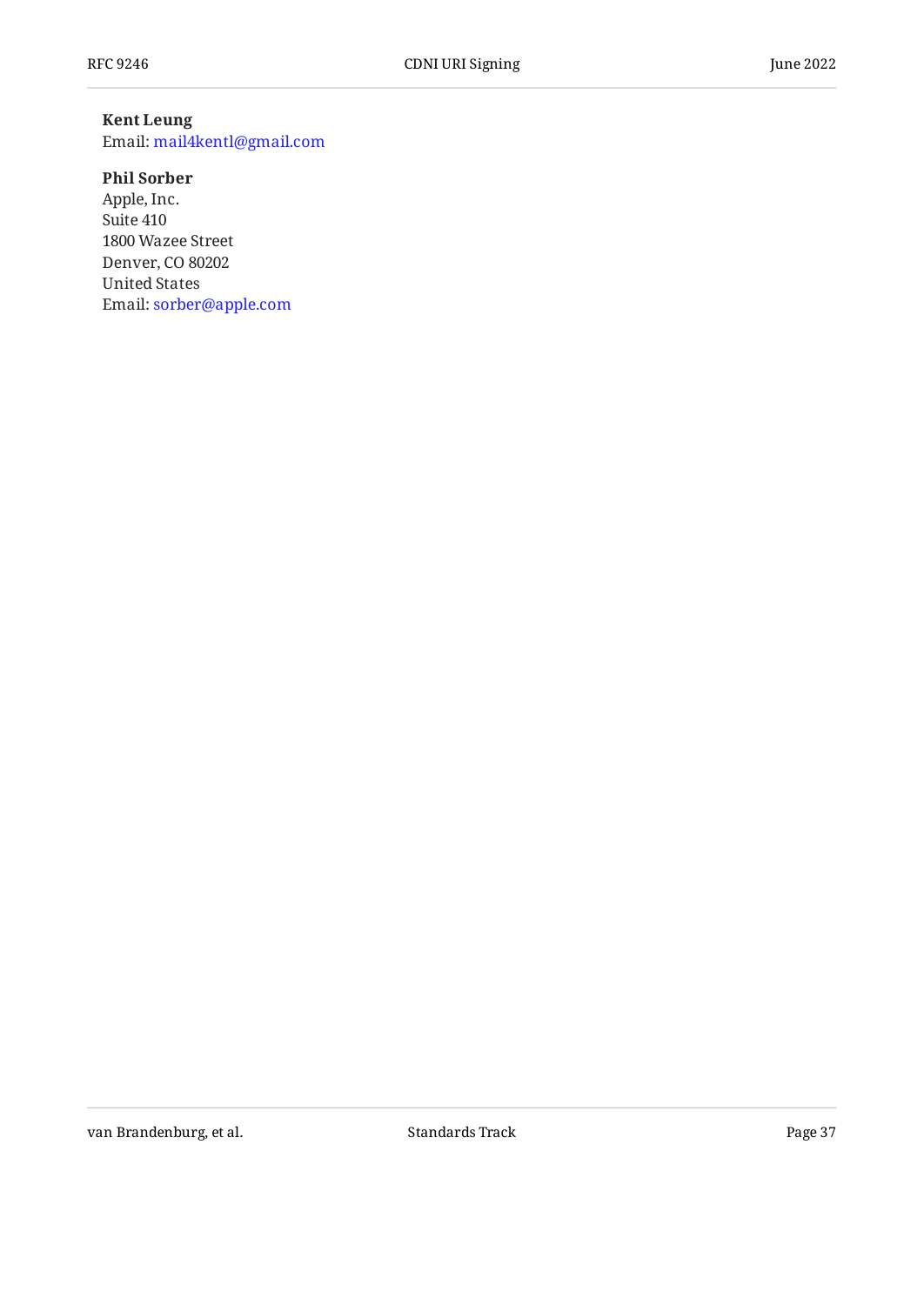**Kent Leung**
Email: mail4kentl@gmail.com

**Phil Sorber**
Apple, Inc.
Suite 410
1800 Wazee Street
Denver, CO 80202
United States
Email: sorber@apple.com